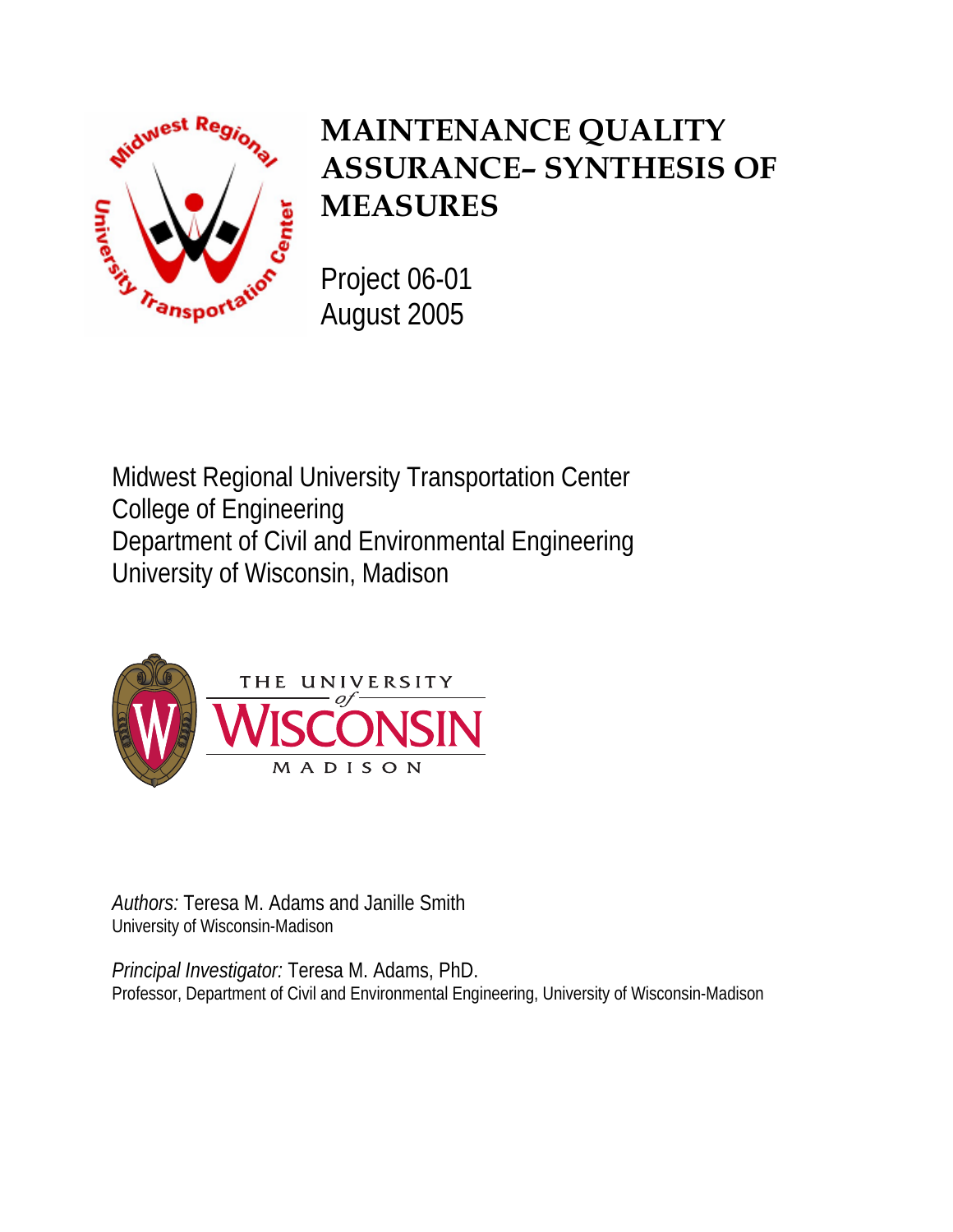# MAINTENANCE QUALITY ASSURANCE– SYNTHESIS OF MEASURES

Project 06-01
August 2005

Midwest Regional University Transportation Center
College of Engineering
Department of Civil and Environmental Engineering
University of Wisconsin, Madison

*Authors:* Teresa M. Adams and Janille Smith
University of Wisconsin-Madison

*Principal Investigator:* Teresa M. Adams, PhD.
Professor, Department of Civil and Environmental Engineering, University of Wisconsin-Madison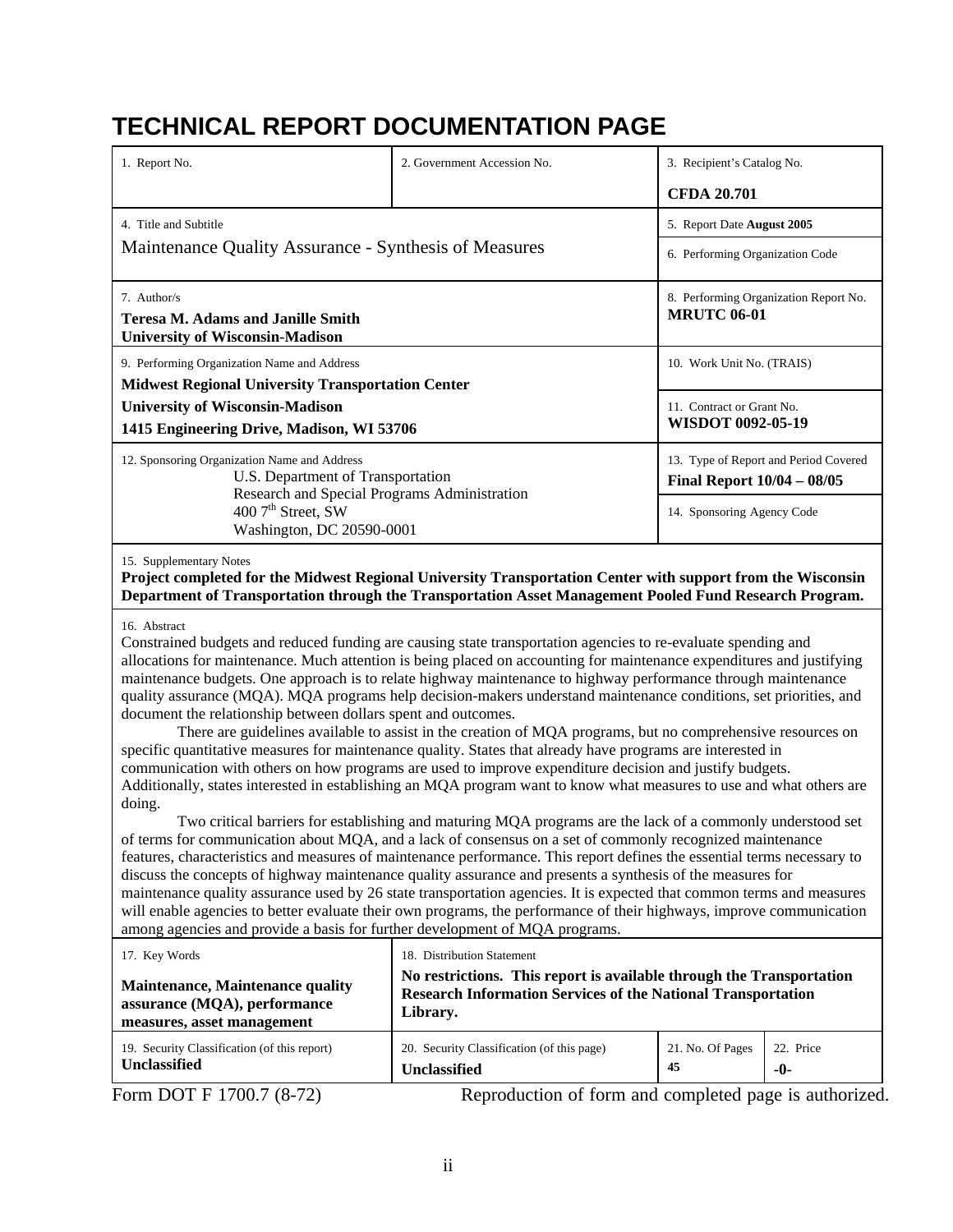# TECHNICAL REPORT DOCUMENTATION PAGE

| 1. Report No. | 2. Government Accession No. | 3. Recipient's Catalog No.<br>**CFDA 20.701** | |
|---|---|---|---|
| 4. Title and Subtitle<br>Maintenance Quality Assurance - Synthesis of Measures | | 5. Report Date **August 2005**<br>6. Performing Organization Code | |
| 7. Author/s<br>**Teresa M. Adams and Janille Smith**<br>**University of Wisconsin-Madison** | | 8. Performing Organization Report No.<br>**MRUTC 06-01** | |
| 9. Performing Organization Name and Address<br>**Midwest Regional University Transportation Center**<br>**University of Wisconsin-Madison**<br>**1415 Engineering Drive, Madison, WI 53706** | | 10. Work Unit No. (TRAIS)<br>11. Contract or Grant No.<br>**WISDOT 0092-05-19** | |
| 12. Sponsoring Organization Name and Address<br>U.S. Department of Transportation<br>Research and Special Programs Administration<br>400 7th Street, SW<br>Washington, DC 20590-0001 | | 13. Type of Report and Period Covered<br>**Final Report 10/04 – 08/05**<br>14. Sponsoring Agency Code | |

15. Supplementary Notes

**Project completed for the Midwest Regional University Transportation Center with support from the Wisconsin Department of Transportation through the Transportation Asset Management Pooled Fund Research Program.**

16. Abstract

Constrained budgets and reduced funding are causing state transportation agencies to re-evaluate spending and allocations for maintenance. Much attention is being placed on accounting for maintenance expenditures and justifying maintenance budgets. One approach is to relate highway maintenance to highway performance through maintenance quality assurance (MQA). MQA programs help decision-makers understand maintenance conditions, set priorities, and document the relationship between dollars spent and outcomes.

There are guidelines available to assist in the creation of MQA programs, but no comprehensive resources on specific quantitative measures for maintenance quality. States that already have programs are interested in communication with others on how programs are used to improve expenditure decision and justify budgets. Additionally, states interested in establishing an MQA program want to know what measures to use and what others are doing.

Two critical barriers for establishing and maturing MQA programs are the lack of a commonly understood set of terms for communication about MQA, and a lack of consensus on a set of commonly recognized maintenance features, characteristics and measures of maintenance performance. This report defines the essential terms necessary to discuss the concepts of highway maintenance quality assurance and presents a synthesis of the measures for maintenance quality assurance used by 26 state transportation agencies. It is expected that common terms and measures will enable agencies to better evaluate their own programs, the performance of their highways, improve communication among agencies and provide a basis for further development of MQA programs.

| 17. Key Words<br>**Maintenance, Maintenance quality assurance (MQA), performance measures, asset management** | 18. Distribution Statement<br>**No restrictions. This report is available through the Transportation Research Information Services of the National Transportation Library.** | | |
|---|---|---|---|
| 19. Security Classification (of this report)<br>**Unclassified** | 20. Security Classification (of this page)<br>**Unclassified** | 21. No. Of Pages<br>**45** | 22. Price<br>**-0-** |

Form DOT F 1700.7 (8-72) Reproduction of form and completed page is authorized.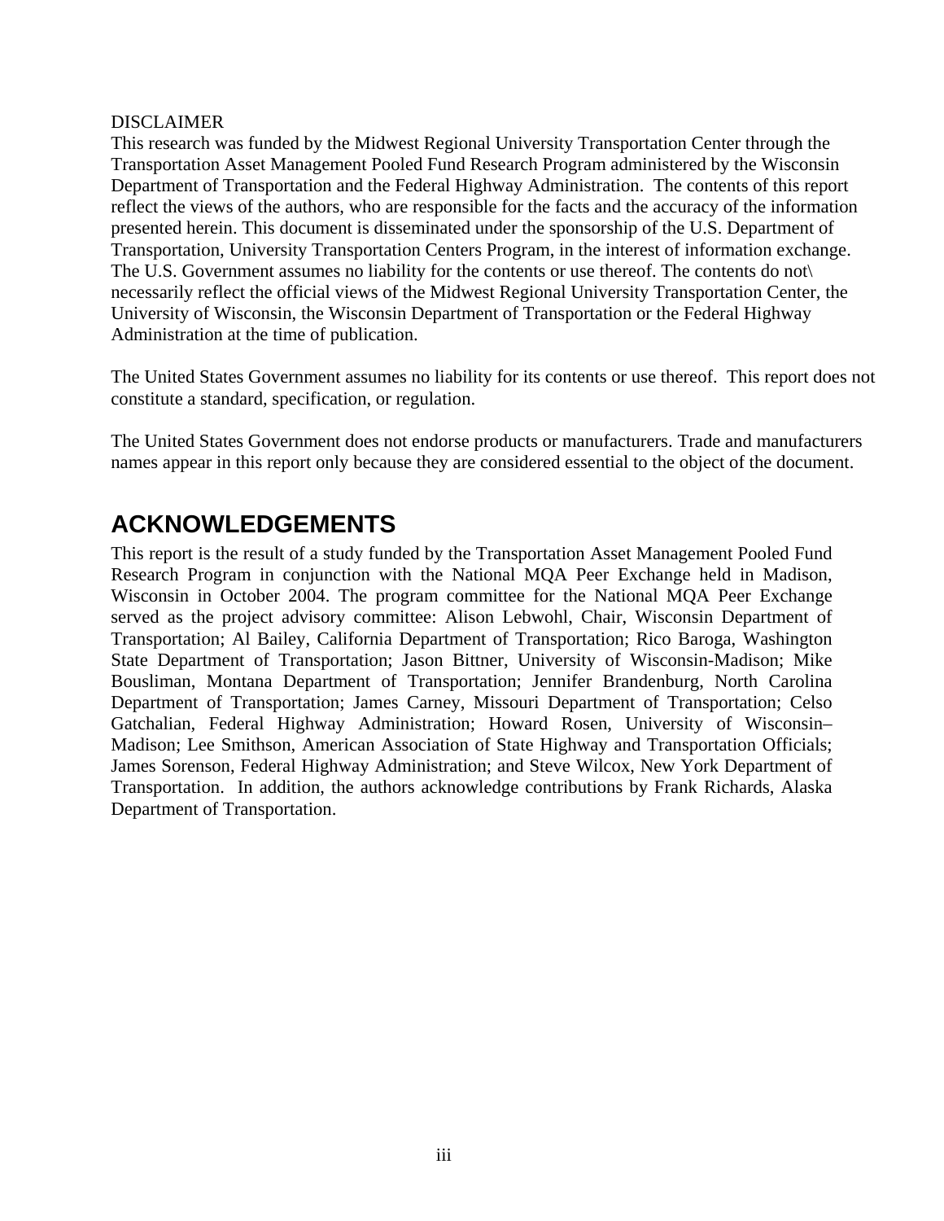DISCLAIMER

This research was funded by the Midwest Regional University Transportation Center through the Transportation Asset Management Pooled Fund Research Program administered by the Wisconsin Department of Transportation and the Federal Highway Administration. The contents of this report reflect the views of the authors, who are responsible for the facts and the accuracy of the information presented herein. This document is disseminated under the sponsorship of the U.S. Department of Transportation, University Transportation Centers Program, in the interest of information exchange. The U.S. Government assumes no liability for the contents or use thereof. The contents do not\ necessarily reflect the official views of the Midwest Regional University Transportation Center, the University of Wisconsin, the Wisconsin Department of Transportation or the Federal Highway Administration at the time of publication.

The United States Government assumes no liability for its contents or use thereof. This report does not constitute a standard, specification, or regulation.

The United States Government does not endorse products or manufacturers. Trade and manufacturers names appear in this report only because they are considered essential to the object of the document.

# ACKNOWLEDGEMENTS

This report is the result of a study funded by the Transportation Asset Management Pooled Fund Research Program in conjunction with the National MQA Peer Exchange held in Madison, Wisconsin in October 2004. The program committee for the National MQA Peer Exchange served as the project advisory committee: Alison Lebwohl, Chair, Wisconsin Department of Transportation; Al Bailey, California Department of Transportation; Rico Baroga, Washington State Department of Transportation; Jason Bittner, University of Wisconsin-Madison; Mike Bousliman, Montana Department of Transportation; Jennifer Brandenburg, North Carolina Department of Transportation; James Carney, Missouri Department of Transportation; Celso Gatchalian, Federal Highway Administration; Howard Rosen, University of Wisconsin–Madison; Lee Smithson, American Association of State Highway and Transportation Officials; James Sorenson, Federal Highway Administration; and Steve Wilcox, New York Department of Transportation. In addition, the authors acknowledge contributions by Frank Richards, Alaska Department of Transportation.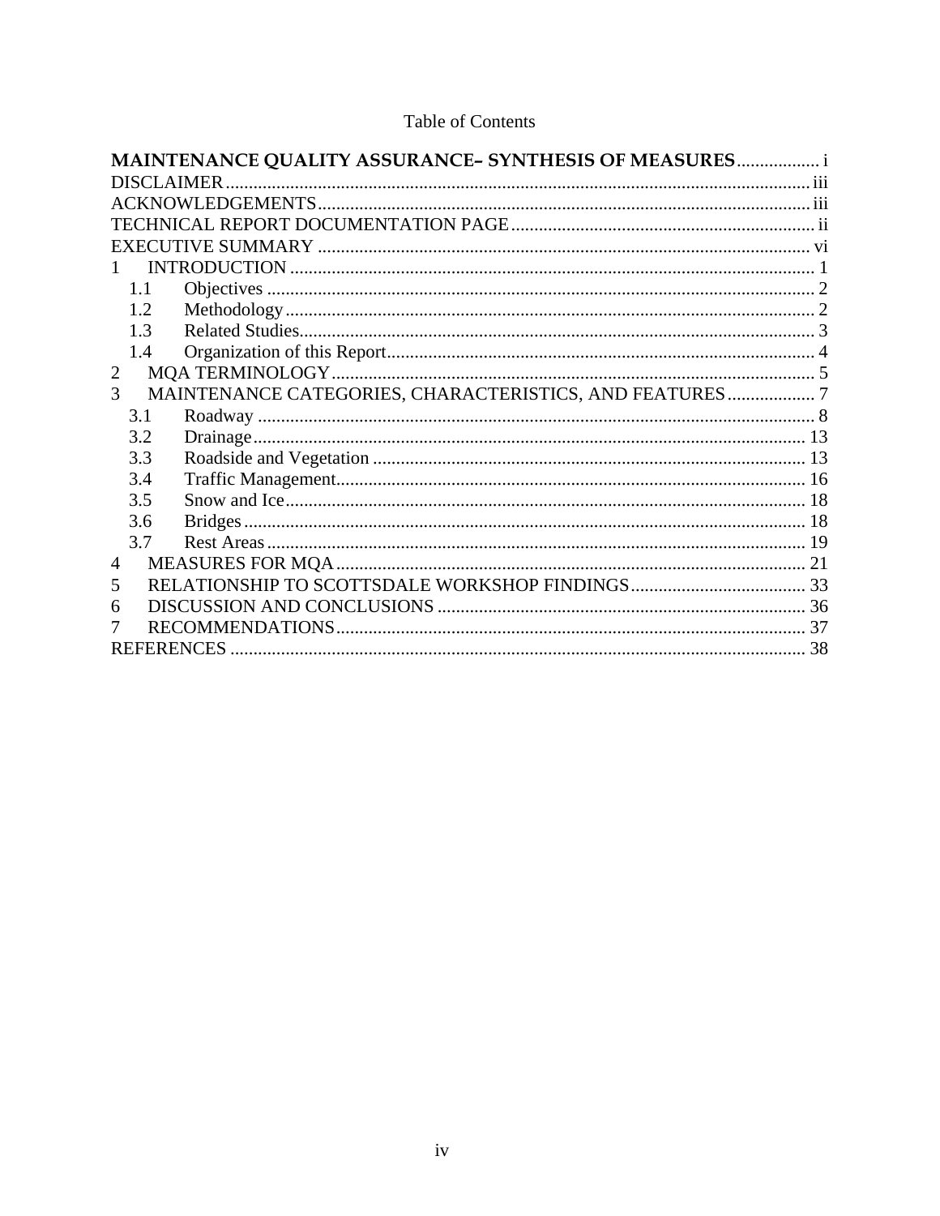# Table of Contents

**MAINTENANCE QUALITY ASSURANCE– SYNTHESIS OF MEASURES** .................. i
DISCLAIMER ............................................................................................................ iii
ACKNOWLEDGEMENTS ......................................................................................... iii
TECHNICAL REPORT DOCUMENTATION PAGE ................................................. ii
EXECUTIVE SUMMARY ......................................................................................... vi
1 INTRODUCTION ................................................................................................. 1
  1.1 Objectives ...................................................................................................... 2
  1.2 Methodology .................................................................................................. 2
  1.3 Related Studies ............................................................................................... 3
  1.4 Organization of this Report ............................................................................ 4
2 MQA TERMINOLOGY ........................................................................................ 5
3 MAINTENANCE CATEGORIES, CHARACTERISTICS, AND FEATURES ................... 7
  3.1 Roadway ........................................................................................................ 8
  3.2 Drainage ........................................................................................................ 13
  3.3 Roadside and Vegetation ............................................................................... 13
  3.4 Traffic Management ....................................................................................... 16
  3.5 Snow and Ice .................................................................................................. 18
  3.6 Bridges ........................................................................................................... 18
  3.7 Rest Areas ...................................................................................................... 19
4 MEASURES FOR MQA ........................................................................................ 21
5 RELATIONSHIP TO SCOTTSDALE WORKSHOP FINDINGS ...................................... 33
6 DISCUSSION AND CONCLUSIONS ...................................................................... 36
7 RECOMMENDATIONS ......................................................................................... 37
REFERENCES ............................................................................................................ 38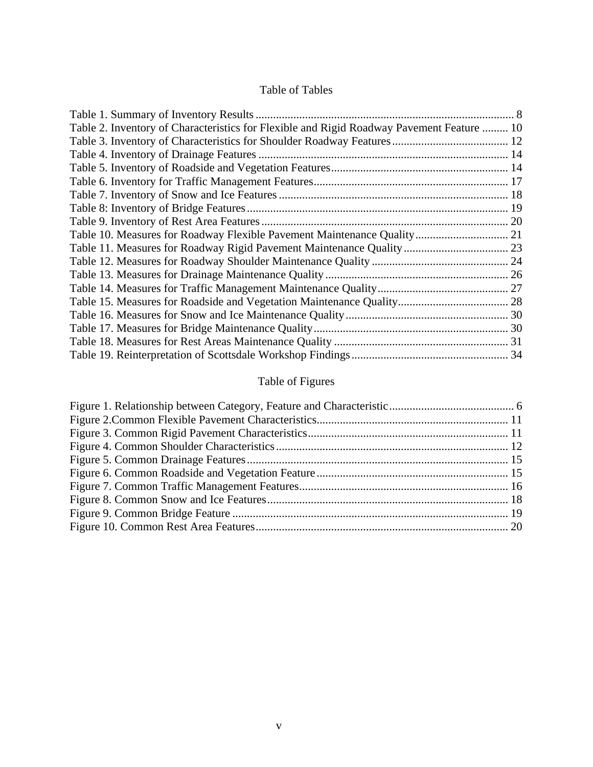## Table of Tables

Table 1. Summary of Inventory Results ........................................................................................ 8
Table 2. Inventory of Characteristics for Flexible and Rigid Roadway Pavement Feature ......... 10
Table 3. Inventory of Characteristics for Shoulder Roadway Features ........................................ 12
Table 4. Inventory of Drainage Features ...................................................................................... 14
Table 5. Inventory of Roadside and Vegetation Features ............................................................. 14
Table 6. Inventory for Traffic Management Features ................................................................... 17
Table 7. Inventory of Snow and Ice Features ............................................................................... 18
Table 8: Inventory of Bridge Features .......................................................................................... 19
Table 9. Inventory of Rest Area Features ..................................................................................... 20
Table 10. Measures for Roadway Flexible Pavement Maintenance Quality ................................ 21
Table 11. Measures for Roadway Rigid Pavement Maintenance Quality .................................... 23
Table 12. Measures for Roadway Shoulder Maintenance Quality ............................................... 24
Table 13. Measures for Drainage Maintenance Quality ............................................................... 26
Table 14. Measures for Traffic Management Maintenance Quality ............................................. 27
Table 15. Measures for Roadside and Vegetation Maintenance Quality ...................................... 28
Table 16. Measures for Snow and Ice Maintenance Quality ........................................................ 30
Table 17. Measures for Bridge Maintenance Quality ................................................................... 30
Table 18. Measures for Rest Areas Maintenance Quality ............................................................ 31
Table 19. Reinterpretation of Scottsdale Workshop Findings ...................................................... 34

## Table of Figures

Figure 1. Relationship between Category, Feature and Characteristic ........................................... 6
Figure 2.Common Flexible Pavement Characteristics .................................................................. 11
Figure 3. Common Rigid Pavement Characteristics ..................................................................... 11
Figure 4. Common Shoulder Characteristics ................................................................................ 12
Figure 5. Common Drainage Features .......................................................................................... 15
Figure 6. Common Roadside and Vegetation Feature .................................................................. 15
Figure 7. Common Traffic Management Features ........................................................................ 16
Figure 8. Common Snow and Ice Features ................................................................................... 18
Figure 9. Common Bridge Feature ............................................................................................... 19
Figure 10. Common Rest Area Features ....................................................................................... 20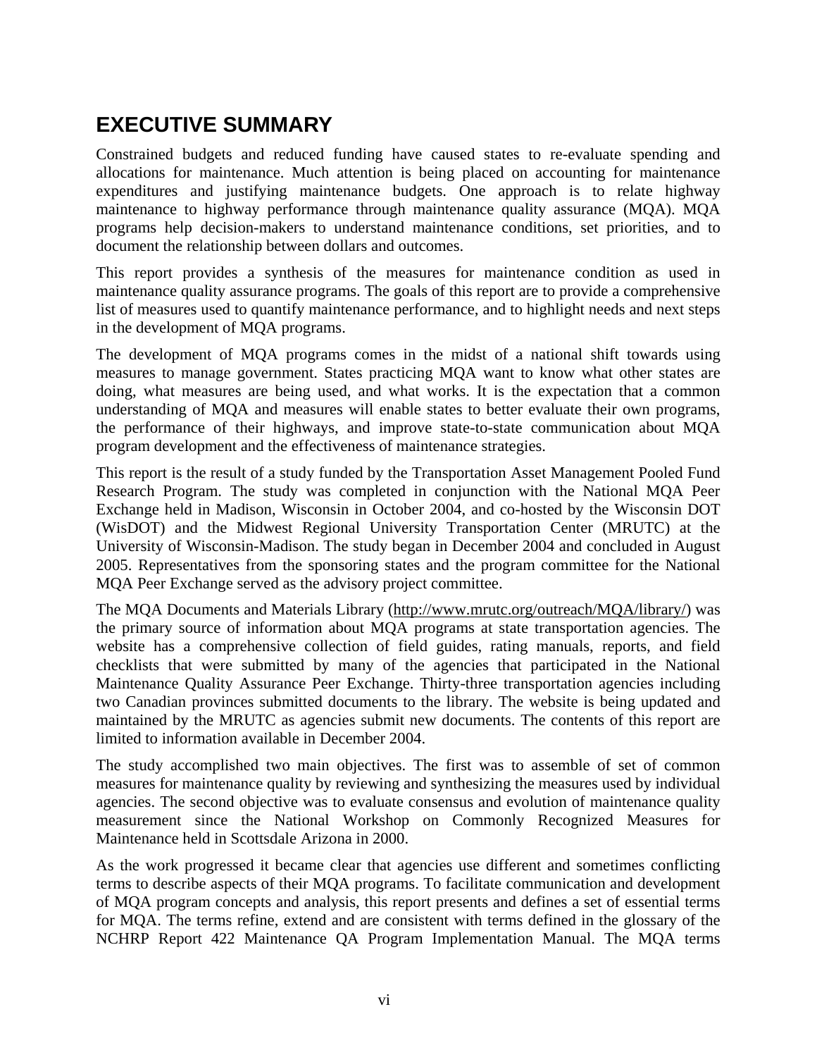# EXECUTIVE SUMMARY

Constrained budgets and reduced funding have caused states to re-evaluate spending and allocations for maintenance. Much attention is being placed on accounting for maintenance expenditures and justifying maintenance budgets. One approach is to relate highway maintenance to highway performance through maintenance quality assurance (MQA). MQA programs help decision-makers to understand maintenance conditions, set priorities, and to document the relationship between dollars and outcomes.

This report provides a synthesis of the measures for maintenance condition as used in maintenance quality assurance programs. The goals of this report are to provide a comprehensive list of measures used to quantify maintenance performance, and to highlight needs and next steps in the development of MQA programs.

The development of MQA programs comes in the midst of a national shift towards using measures to manage government. States practicing MQA want to know what other states are doing, what measures are being used, and what works. It is the expectation that a common understanding of MQA and measures will enable states to better evaluate their own programs, the performance of their highways, and improve state-to-state communication about MQA program development and the effectiveness of maintenance strategies.

This report is the result of a study funded by the Transportation Asset Management Pooled Fund Research Program. The study was completed in conjunction with the National MQA Peer Exchange held in Madison, Wisconsin in October 2004, and co-hosted by the Wisconsin DOT (WisDOT) and the Midwest Regional University Transportation Center (MRUTC) at the University of Wisconsin-Madison. The study began in December 2004 and concluded in August 2005. Representatives from the sponsoring states and the program committee for the National MQA Peer Exchange served as the advisory project committee.

The MQA Documents and Materials Library (http://www.mrutc.org/outreach/MQA/library/) was the primary source of information about MQA programs at state transportation agencies. The website has a comprehensive collection of field guides, rating manuals, reports, and field checklists that were submitted by many of the agencies that participated in the National Maintenance Quality Assurance Peer Exchange. Thirty-three transportation agencies including two Canadian provinces submitted documents to the library. The website is being updated and maintained by the MRUTC as agencies submit new documents. The contents of this report are limited to information available in December 2004.

The study accomplished two main objectives. The first was to assemble of set of common measures for maintenance quality by reviewing and synthesizing the measures used by individual agencies. The second objective was to evaluate consensus and evolution of maintenance quality measurement since the National Workshop on Commonly Recognized Measures for Maintenance held in Scottsdale Arizona in 2000.

As the work progressed it became clear that agencies use different and sometimes conflicting terms to describe aspects of their MQA programs. To facilitate communication and development of MQA program concepts and analysis, this report presents and defines a set of essential terms for MQA. The terms refine, extend and are consistent with terms defined in the glossary of the NCHRP Report 422 Maintenance QA Program Implementation Manual. The MQA terms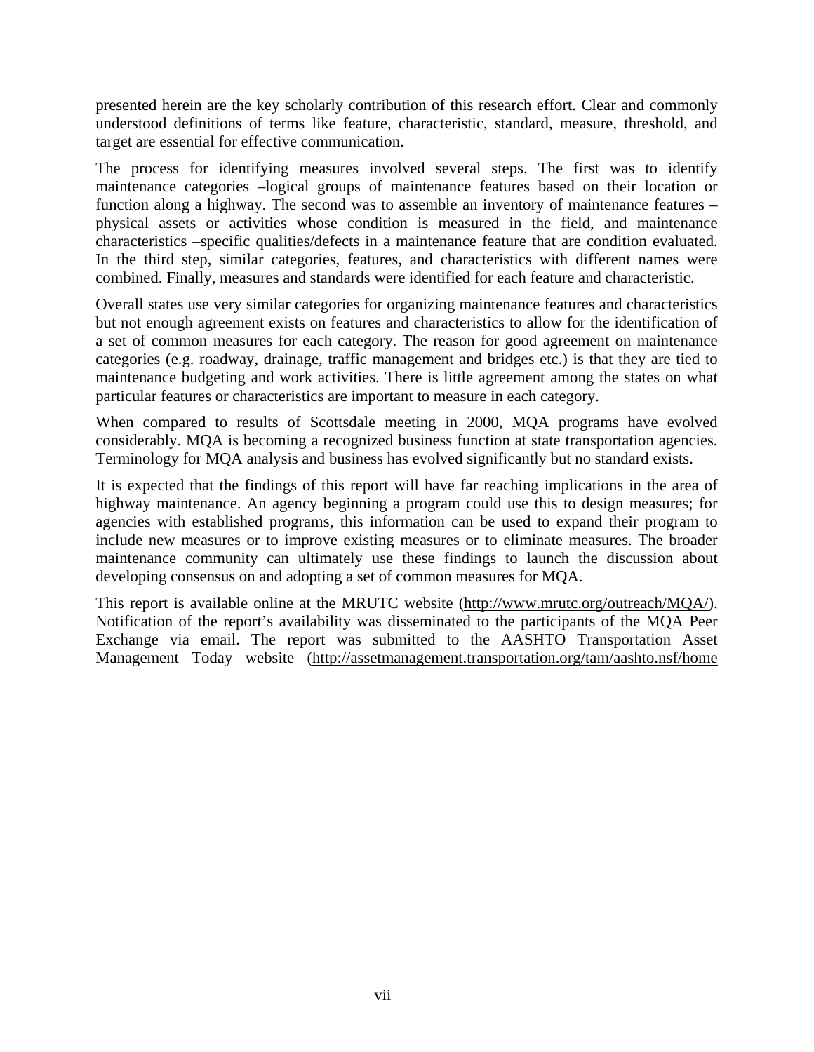presented herein are the key scholarly contribution of this research effort. Clear and commonly understood definitions of terms like feature, characteristic, standard, measure, threshold, and target are essential for effective communication.

The process for identifying measures involved several steps. The first was to identify maintenance categories –logical groups of maintenance features based on their location or function along a highway. The second was to assemble an inventory of maintenance features – physical assets or activities whose condition is measured in the field, and maintenance characteristics –specific qualities/defects in a maintenance feature that are condition evaluated. In the third step, similar categories, features, and characteristics with different names were combined. Finally, measures and standards were identified for each feature and characteristic.

Overall states use very similar categories for organizing maintenance features and characteristics but not enough agreement exists on features and characteristics to allow for the identification of a set of common measures for each category. The reason for good agreement on maintenance categories (e.g. roadway, drainage, traffic management and bridges etc.) is that they are tied to maintenance budgeting and work activities. There is little agreement among the states on what particular features or characteristics are important to measure in each category.

When compared to results of Scottsdale meeting in 2000, MQA programs have evolved considerably. MQA is becoming a recognized business function at state transportation agencies. Terminology for MQA analysis and business has evolved significantly but no standard exists.

It is expected that the findings of this report will have far reaching implications in the area of highway maintenance. An agency beginning a program could use this to design measures; for agencies with established programs, this information can be used to expand their program to include new measures or to improve existing measures or to eliminate measures. The broader maintenance community can ultimately use these findings to launch the discussion about developing consensus on and adopting a set of common measures for MQA.

This report is available online at the MRUTC website (http://www.mrutc.org/outreach/MQA/). Notification of the report's availability was disseminated to the participants of the MQA Peer Exchange via email. The report was submitted to the AASHTO Transportation Asset Management Today website (http://assetmanagement.transportation.org/tam/aashto.nsf/home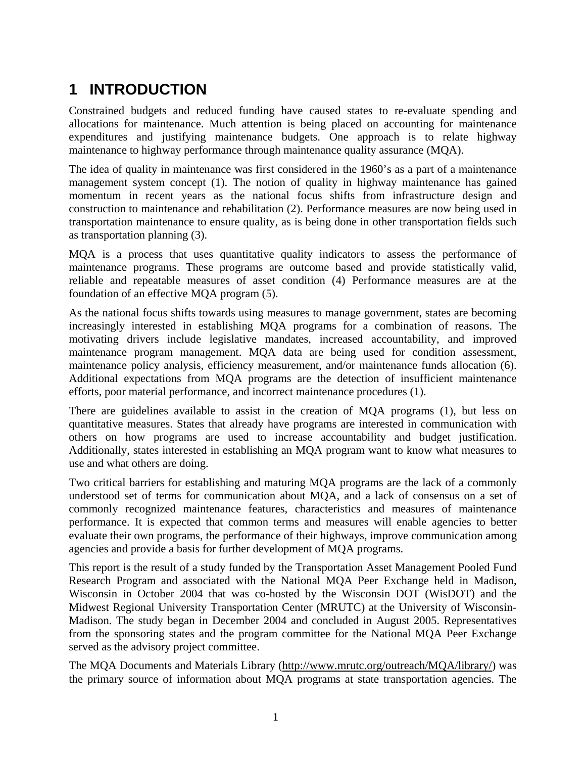# 1 INTRODUCTION

Constrained budgets and reduced funding have caused states to re-evaluate spending and allocations for maintenance. Much attention is being placed on accounting for maintenance expenditures and justifying maintenance budgets. One approach is to relate highway maintenance to highway performance through maintenance quality assurance (MQA).

The idea of quality in maintenance was first considered in the 1960's as a part of a maintenance management system concept (1). The notion of quality in highway maintenance has gained momentum in recent years as the national focus shifts from infrastructure design and construction to maintenance and rehabilitation (2). Performance measures are now being used in transportation maintenance to ensure quality, as is being done in other transportation fields such as transportation planning (3).

MQA is a process that uses quantitative quality indicators to assess the performance of maintenance programs. These programs are outcome based and provide statistically valid, reliable and repeatable measures of asset condition (4) Performance measures are at the foundation of an effective MQA program (5).

As the national focus shifts towards using measures to manage government, states are becoming increasingly interested in establishing MQA programs for a combination of reasons. The motivating drivers include legislative mandates, increased accountability, and improved maintenance program management. MQA data are being used for condition assessment, maintenance policy analysis, efficiency measurement, and/or maintenance funds allocation (6). Additional expectations from MQA programs are the detection of insufficient maintenance efforts, poor material performance, and incorrect maintenance procedures (1).

There are guidelines available to assist in the creation of MQA programs (1), but less on quantitative measures. States that already have programs are interested in communication with others on how programs are used to increase accountability and budget justification. Additionally, states interested in establishing an MQA program want to know what measures to use and what others are doing.

Two critical barriers for establishing and maturing MQA programs are the lack of a commonly understood set of terms for communication about MQA, and a lack of consensus on a set of commonly recognized maintenance features, characteristics and measures of maintenance performance. It is expected that common terms and measures will enable agencies to better evaluate their own programs, the performance of their highways, improve communication among agencies and provide a basis for further development of MQA programs.

This report is the result of a study funded by the Transportation Asset Management Pooled Fund Research Program and associated with the National MQA Peer Exchange held in Madison, Wisconsin in October 2004 that was co-hosted by the Wisconsin DOT (WisDOT) and the Midwest Regional University Transportation Center (MRUTC) at the University of Wisconsin-Madison. The study began in December 2004 and concluded in August 2005. Representatives from the sponsoring states and the program committee for the National MQA Peer Exchange served as the advisory project committee.

The MQA Documents and Materials Library (http://www.mrutc.org/outreach/MQA/library/) was the primary source of information about MQA programs at state transportation agencies. The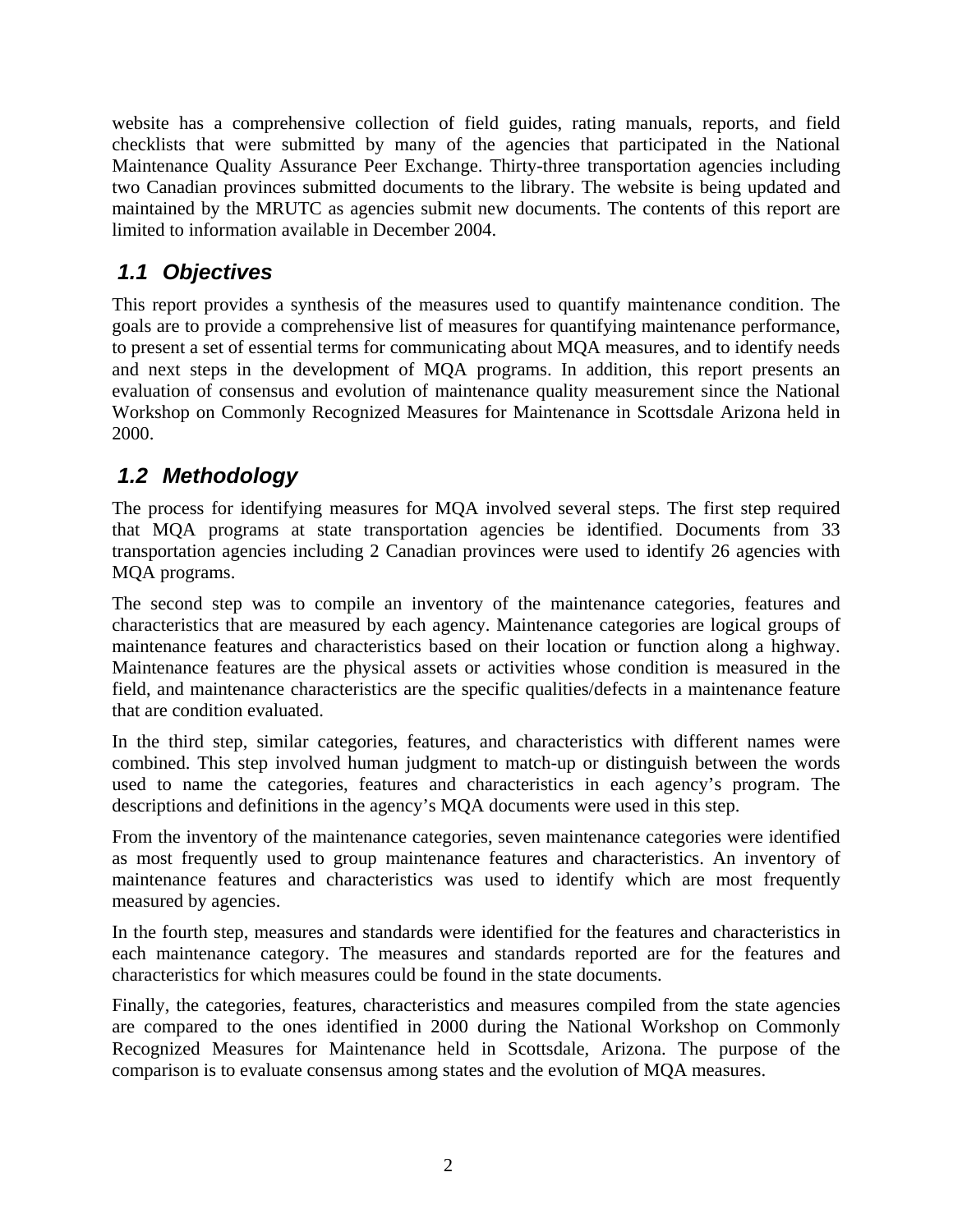website has a comprehensive collection of field guides, rating manuals, reports, and field checklists that were submitted by many of the agencies that participated in the National Maintenance Quality Assurance Peer Exchange. Thirty-three transportation agencies including two Canadian provinces submitted documents to the library. The website is being updated and maintained by the MRUTC as agencies submit new documents. The contents of this report are limited to information available in December 2004.

## *1.1 Objectives*

This report provides a synthesis of the measures used to quantify maintenance condition. The goals are to provide a comprehensive list of measures for quantifying maintenance performance, to present a set of essential terms for communicating about MQA measures, and to identify needs and next steps in the development of MQA programs. In addition, this report presents an evaluation of consensus and evolution of maintenance quality measurement since the National Workshop on Commonly Recognized Measures for Maintenance in Scottsdale Arizona held in 2000.

## *1.2 Methodology*

The process for identifying measures for MQA involved several steps. The first step required that MQA programs at state transportation agencies be identified. Documents from 33 transportation agencies including 2 Canadian provinces were used to identify 26 agencies with MQA programs.

The second step was to compile an inventory of the maintenance categories, features and characteristics that are measured by each agency. Maintenance categories are logical groups of maintenance features and characteristics based on their location or function along a highway. Maintenance features are the physical assets or activities whose condition is measured in the field, and maintenance characteristics are the specific qualities/defects in a maintenance feature that are condition evaluated.

In the third step, similar categories, features, and characteristics with different names were combined. This step involved human judgment to match-up or distinguish between the words used to name the categories, features and characteristics in each agency's program. The descriptions and definitions in the agency's MQA documents were used in this step.

From the inventory of the maintenance categories, seven maintenance categories were identified as most frequently used to group maintenance features and characteristics. An inventory of maintenance features and characteristics was used to identify which are most frequently measured by agencies.

In the fourth step, measures and standards were identified for the features and characteristics in each maintenance category. The measures and standards reported are for the features and characteristics for which measures could be found in the state documents.

Finally, the categories, features, characteristics and measures compiled from the state agencies are compared to the ones identified in 2000 during the National Workshop on Commonly Recognized Measures for Maintenance held in Scottsdale, Arizona. The purpose of the comparison is to evaluate consensus among states and the evolution of MQA measures.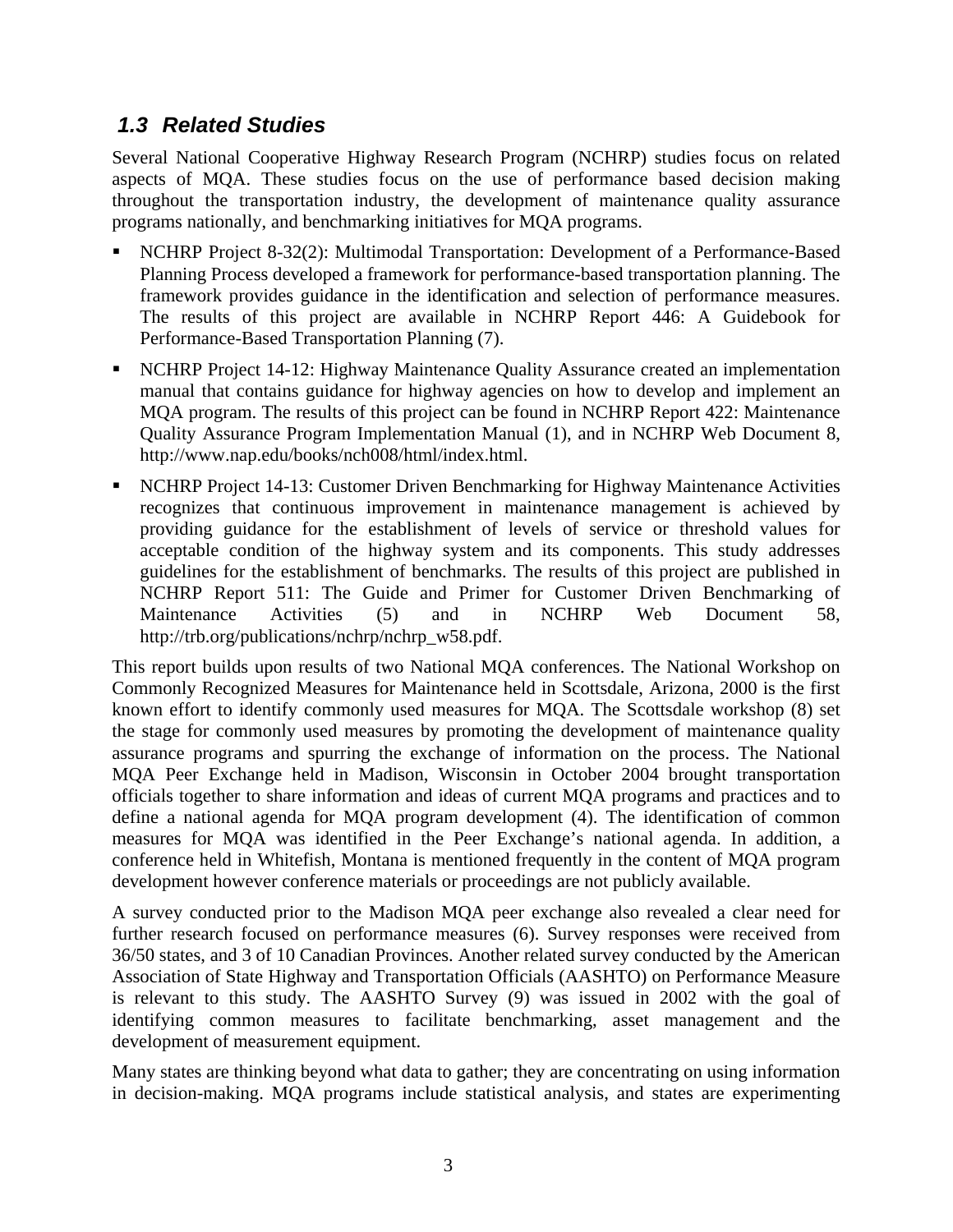## 1.3 Related Studies

Several National Cooperative Highway Research Program (NCHRP) studies focus on related aspects of MQA. These studies focus on the use of performance based decision making throughout the transportation industry, the development of maintenance quality assurance programs nationally, and benchmarking initiatives for MQA programs.

- NCHRP Project 8-32(2): Multimodal Transportation: Development of a Performance-Based Planning Process developed a framework for performance-based transportation planning. The framework provides guidance in the identification and selection of performance measures. The results of this project are available in NCHRP Report 446: A Guidebook for Performance-Based Transportation Planning (7).
- NCHRP Project 14-12: Highway Maintenance Quality Assurance created an implementation manual that contains guidance for highway agencies on how to develop and implement an MQA program. The results of this project can be found in NCHRP Report 422: Maintenance Quality Assurance Program Implementation Manual (1), and in NCHRP Web Document 8, http://www.nap.edu/books/nch008/html/index.html.
- NCHRP Project 14-13: Customer Driven Benchmarking for Highway Maintenance Activities recognizes that continuous improvement in maintenance management is achieved by providing guidance for the establishment of levels of service or threshold values for acceptable condition of the highway system and its components. This study addresses guidelines for the establishment of benchmarks. The results of this project are published in NCHRP Report 511: The Guide and Primer for Customer Driven Benchmarking of Maintenance Activities (5) and in NCHRP Web Document 58, http://trb.org/publications/nchrp/nchrp_w58.pdf.

This report builds upon results of two National MQA conferences. The National Workshop on Commonly Recognized Measures for Maintenance held in Scottsdale, Arizona, 2000 is the first known effort to identify commonly used measures for MQA. The Scottsdale workshop (8) set the stage for commonly used measures by promoting the development of maintenance quality assurance programs and spurring the exchange of information on the process. The National MQA Peer Exchange held in Madison, Wisconsin in October 2004 brought transportation officials together to share information and ideas of current MQA programs and practices and to define a national agenda for MQA program development (4). The identification of common measures for MQA was identified in the Peer Exchange's national agenda. In addition, a conference held in Whitefish, Montana is mentioned frequently in the content of MQA program development however conference materials or proceedings are not publicly available.

A survey conducted prior to the Madison MQA peer exchange also revealed a clear need for further research focused on performance measures (6). Survey responses were received from 36/50 states, and 3 of 10 Canadian Provinces. Another related survey conducted by the American Association of State Highway and Transportation Officials (AASHTO) on Performance Measure is relevant to this study. The AASHTO Survey (9) was issued in 2002 with the goal of identifying common measures to facilitate benchmarking, asset management and the development of measurement equipment.

Many states are thinking beyond what data to gather; they are concentrating on using information in decision-making. MQA programs include statistical analysis, and states are experimenting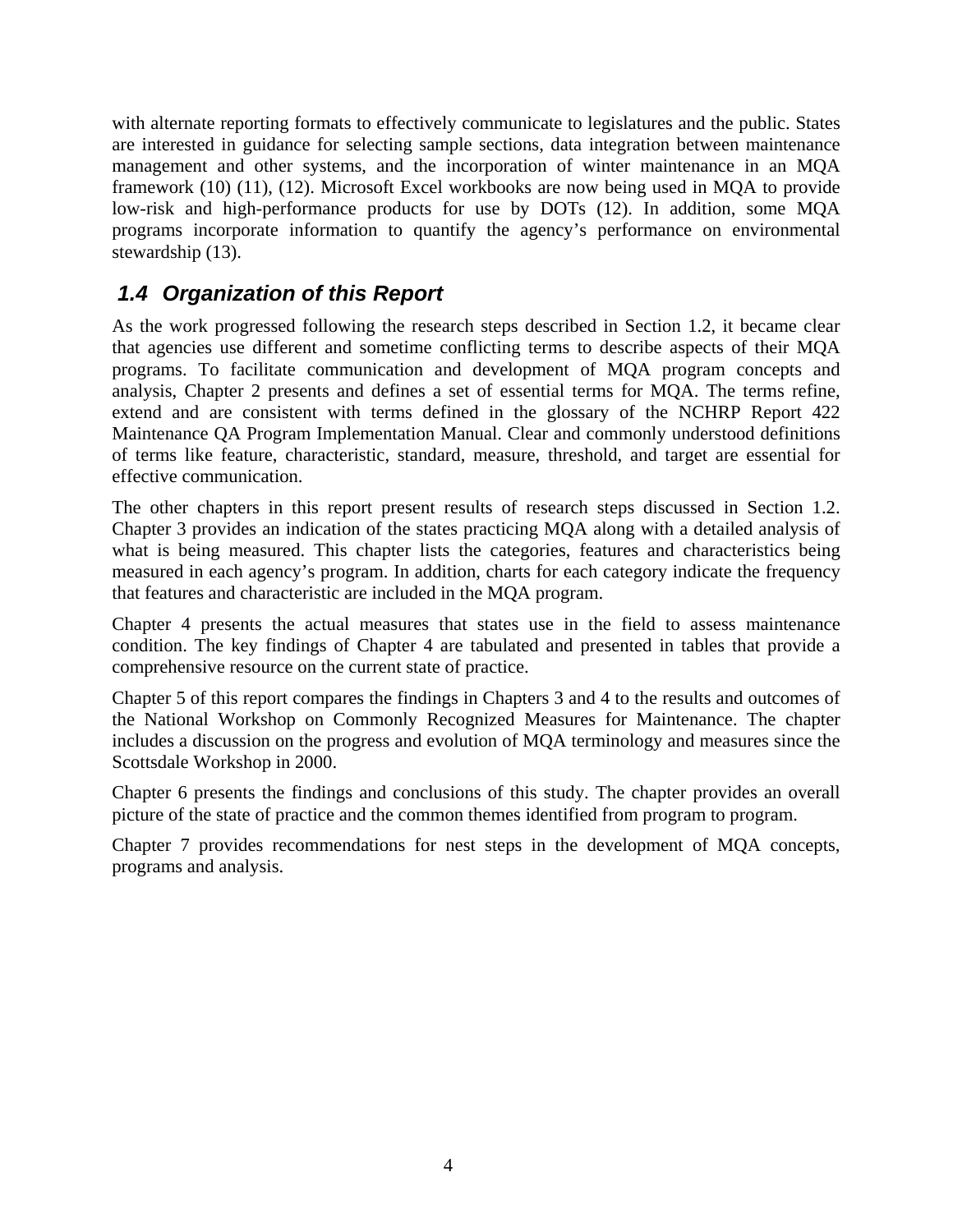with alternate reporting formats to effectively communicate to legislatures and the public. States are interested in guidance for selecting sample sections, data integration between maintenance management and other systems, and the incorporation of winter maintenance in an MQA framework (10) (11), (12). Microsoft Excel workbooks are now being used in MQA to provide low-risk and high-performance products for use by DOTs (12). In addition, some MQA programs incorporate information to quantify the agency's performance on environmental stewardship (13).

## 1.4 Organization of this Report

As the work progressed following the research steps described in Section 1.2, it became clear that agencies use different and sometime conflicting terms to describe aspects of their MQA programs. To facilitate communication and development of MQA program concepts and analysis, Chapter 2 presents and defines a set of essential terms for MQA. The terms refine, extend and are consistent with terms defined in the glossary of the NCHRP Report 422 Maintenance QA Program Implementation Manual. Clear and commonly understood definitions of terms like feature, characteristic, standard, measure, threshold, and target are essential for effective communication.

The other chapters in this report present results of research steps discussed in Section 1.2. Chapter 3 provides an indication of the states practicing MQA along with a detailed analysis of what is being measured. This chapter lists the categories, features and characteristics being measured in each agency's program. In addition, charts for each category indicate the frequency that features and characteristic are included in the MQA program.

Chapter 4 presents the actual measures that states use in the field to assess maintenance condition. The key findings of Chapter 4 are tabulated and presented in tables that provide a comprehensive resource on the current state of practice.

Chapter 5 of this report compares the findings in Chapters 3 and 4 to the results and outcomes of the National Workshop on Commonly Recognized Measures for Maintenance. The chapter includes a discussion on the progress and evolution of MQA terminology and measures since the Scottsdale Workshop in 2000.

Chapter 6 presents the findings and conclusions of this study. The chapter provides an overall picture of the state of practice and the common themes identified from program to program.

Chapter 7 provides recommendations for nest steps in the development of MQA concepts, programs and analysis.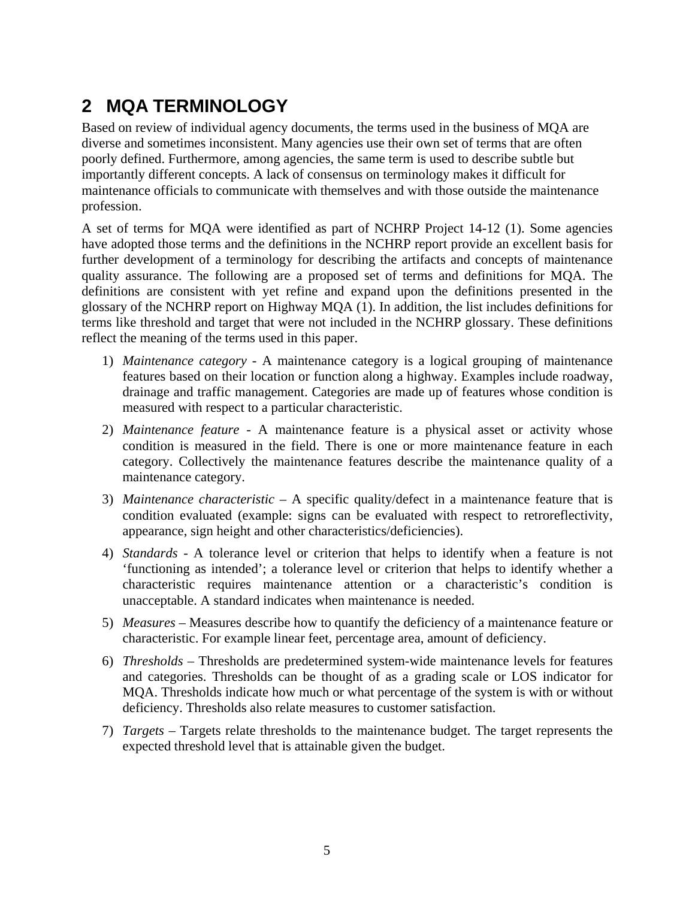## 2 MQA TERMINOLOGY

Based on review of individual agency documents, the terms used in the business of MQA are diverse and sometimes inconsistent. Many agencies use their own set of terms that are often poorly defined. Furthermore, among agencies, the same term is used to describe subtle but importantly different concepts. A lack of consensus on terminology makes it difficult for maintenance officials to communicate with themselves and with those outside the maintenance profession.

A set of terms for MQA were identified as part of NCHRP Project 14-12 (1). Some agencies have adopted those terms and the definitions in the NCHRP report provide an excellent basis for further development of a terminology for describing the artifacts and concepts of maintenance quality assurance. The following are a proposed set of terms and definitions for MQA. The definitions are consistent with yet refine and expand upon the definitions presented in the glossary of the NCHRP report on Highway MQA (1). In addition, the list includes definitions for terms like threshold and target that were not included in the NCHRP glossary. These definitions reflect the meaning of the terms used in this paper.

1) *Maintenance category* - A maintenance category is a logical grouping of maintenance features based on their location or function along a highway. Examples include roadway, drainage and traffic management. Categories are made up of features whose condition is measured with respect to a particular characteristic.
2) *Maintenance feature* - A maintenance feature is a physical asset or activity whose condition is measured in the field. There is one or more maintenance feature in each category. Collectively the maintenance features describe the maintenance quality of a maintenance category.
3) *Maintenance characteristic* – A specific quality/defect in a maintenance feature that is condition evaluated (example: signs can be evaluated with respect to retroreflectivity, appearance, sign height and other characteristics/deficiencies).
4) *Standards* - A tolerance level or criterion that helps to identify when a feature is not 'functioning as intended'; a tolerance level or criterion that helps to identify whether a characteristic requires maintenance attention or a characteristic's condition is unacceptable. A standard indicates when maintenance is needed.
5) *Measures* – Measures describe how to quantify the deficiency of a maintenance feature or characteristic. For example linear feet, percentage area, amount of deficiency.
6) *Thresholds* – Thresholds are predetermined system-wide maintenance levels for features and categories. Thresholds can be thought of as a grading scale or LOS indicator for MQA. Thresholds indicate how much or what percentage of the system is with or without deficiency. Thresholds also relate measures to customer satisfaction.
7) *Targets* – Targets relate thresholds to the maintenance budget. The target represents the expected threshold level that is attainable given the budget.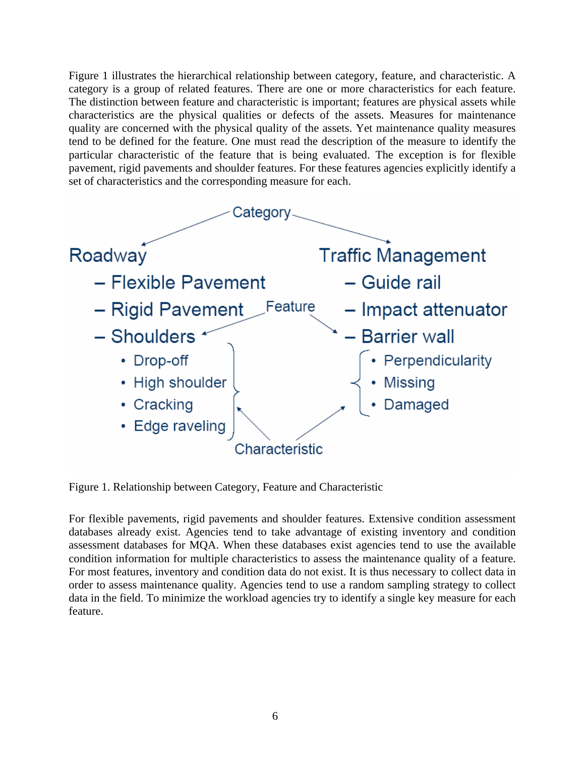Figure 1 illustrates the hierarchical relationship between category, feature, and characteristic. A category is a group of related features. There are one or more characteristics for each feature. The distinction between feature and characteristic is important; features are physical assets while characteristics are the physical qualities or defects of the assets. Measures for maintenance quality are concerned with the physical quality of the assets. Yet maintenance quality measures tend to be defined for the feature. One must read the description of the measure to identify the particular characteristic of the feature that is being evaluated. The exception is for flexible pavement, rigid pavements and shoulder features. For these features agencies explicitly identify a set of characteristics and the corresponding measure for each.

Category

Roadway
- Flexible Pavement
- Rigid Pavement
- Shoulders
  - Drop-off
  - High shoulder
  - Cracking
  - Edge raveling

Traffic Management
- Guide rail
- Impact attenuator
- Barrier wall
  - Perpendicularity
  - Missing
  - Damaged

Feature

Characteristic

Figure 1. Relationship between Category, Feature and Characteristic

For flexible pavements, rigid pavements and shoulder features. Extensive condition assessment databases already exist. Agencies tend to take advantage of existing inventory and condition assessment databases for MQA. When these databases exist agencies tend to use the available condition information for multiple characteristics to assess the maintenance quality of a feature. For most features, inventory and condition data do not exist. It is thus necessary to collect data in order to assess maintenance quality. Agencies tend to use a random sampling strategy to collect data in the field. To minimize the workload agencies try to identify a single key measure for each feature.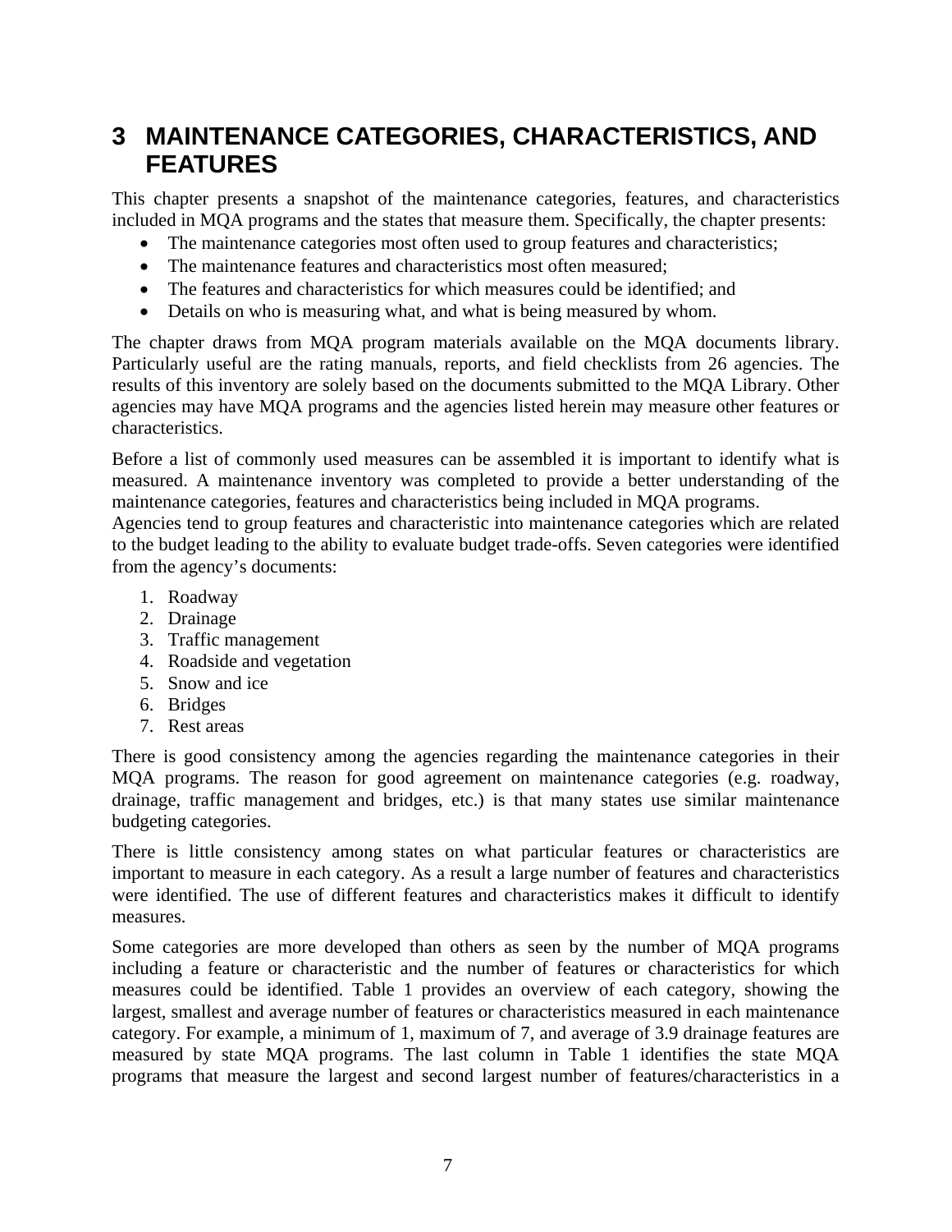# 3 MAINTENANCE CATEGORIES, CHARACTERISTICS, AND FEATURES

This chapter presents a snapshot of the maintenance categories, features, and characteristics included in MQA programs and the states that measure them. Specifically, the chapter presents:

- The maintenance categories most often used to group features and characteristics;
- The maintenance features and characteristics most often measured;
- The features and characteristics for which measures could be identified; and
- Details on who is measuring what, and what is being measured by whom.

The chapter draws from MQA program materials available on the MQA documents library. Particularly useful are the rating manuals, reports, and field checklists from 26 agencies. The results of this inventory are solely based on the documents submitted to the MQA Library. Other agencies may have MQA programs and the agencies listed herein may measure other features or characteristics.

Before a list of commonly used measures can be assembled it is important to identify what is measured. A maintenance inventory was completed to provide a better understanding of the maintenance categories, features and characteristics being included in MQA programs.
Agencies tend to group features and characteristic into maintenance categories which are related to the budget leading to the ability to evaluate budget trade-offs. Seven categories were identified from the agency's documents:

1. Roadway
2. Drainage
3. Traffic management
4. Roadside and vegetation
5. Snow and ice
6. Bridges
7. Rest areas

There is good consistency among the agencies regarding the maintenance categories in their MQA programs. The reason for good agreement on maintenance categories (e.g. roadway, drainage, traffic management and bridges, etc.) is that many states use similar maintenance budgeting categories.

There is little consistency among states on what particular features or characteristics are important to measure in each category. As a result a large number of features and characteristics were identified. The use of different features and characteristics makes it difficult to identify measures.

Some categories are more developed than others as seen by the number of MQA programs including a feature or characteristic and the number of features or characteristics for which measures could be identified. Table 1 provides an overview of each category, showing the largest, smallest and average number of features or characteristics measured in each maintenance category. For example, a minimum of 1, maximum of 7, and average of 3.9 drainage features are measured by state MQA programs. The last column in Table 1 identifies the state MQA programs that measure the largest and second largest number of features/characteristics in a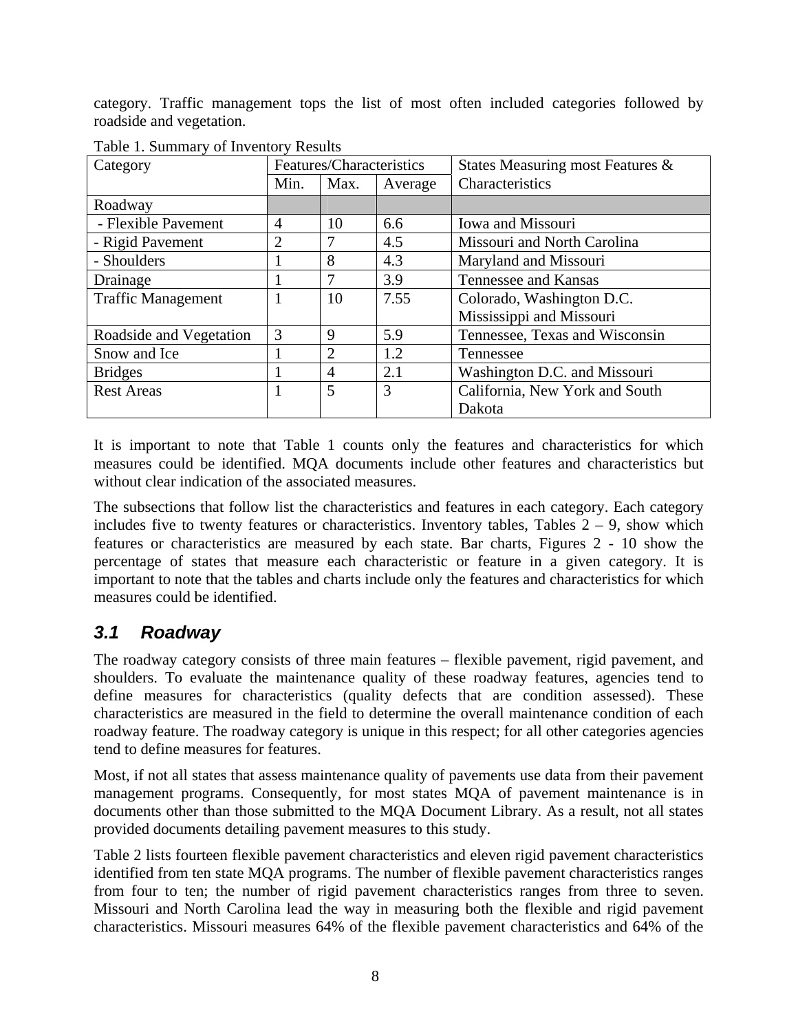category. Traffic management tops the list of most often included categories followed by roadside and vegetation.

Table 1. Summary of Inventory Results

| Category | Features/Characteristics | | | States Measuring most Features & Characteristics |
|---|---|---|---|---|
| | Min. | Max. | Average | |
| Roadway | | | | |
| - Flexible Pavement | 4 | 10 | 6.6 | Iowa and Missouri |
| - Rigid Pavement | 2 | 7 | 4.5 | Missouri and North Carolina |
| - Shoulders | 1 | 8 | 4.3 | Maryland and Missouri |
| Drainage | 1 | 7 | 3.9 | Tennessee and Kansas |
| Traffic Management | 1 | 10 | 7.55 | Colorado, Washington D.C. Mississippi and Missouri |
| Roadside and Vegetation | 3 | 9 | 5.9 | Tennessee, Texas and Wisconsin |
| Snow and Ice | 1 | 2 | 1.2 | Tennessee |
| Bridges | 1 | 4 | 2.1 | Washington D.C. and Missouri |
| Rest Areas | 1 | 5 | 3 | California, New York and South Dakota |

It is important to note that Table 1 counts only the features and characteristics for which measures could be identified. MQA documents include other features and characteristics but without clear indication of the associated measures.

The subsections that follow list the characteristics and features in each category. Each category includes five to twenty features or characteristics. Inventory tables, Tables 2 – 9, show which features or characteristics are measured by each state. Bar charts, Figures 2 - 10 show the percentage of states that measure each characteristic or feature in a given category. It is important to note that the tables and charts include only the features and characteristics for which measures could be identified.

## 3.1 Roadway

The roadway category consists of three main features – flexible pavement, rigid pavement, and shoulders. To evaluate the maintenance quality of these roadway features, agencies tend to define measures for characteristics (quality defects that are condition assessed). These characteristics are measured in the field to determine the overall maintenance condition of each roadway feature. The roadway category is unique in this respect; for all other categories agencies tend to define measures for features.

Most, if not all states that assess maintenance quality of pavements use data from their pavement management programs. Consequently, for most states MQA of pavement maintenance is in documents other than those submitted to the MQA Document Library. As a result, not all states provided documents detailing pavement measures to this study.

Table 2 lists fourteen flexible pavement characteristics and eleven rigid pavement characteristics identified from ten state MQA programs. The number of flexible pavement characteristics ranges from four to ten; the number of rigid pavement characteristics ranges from three to seven. Missouri and North Carolina lead the way in measuring both the flexible and rigid pavement characteristics. Missouri measures 64% of the flexible pavement characteristics and 64% of the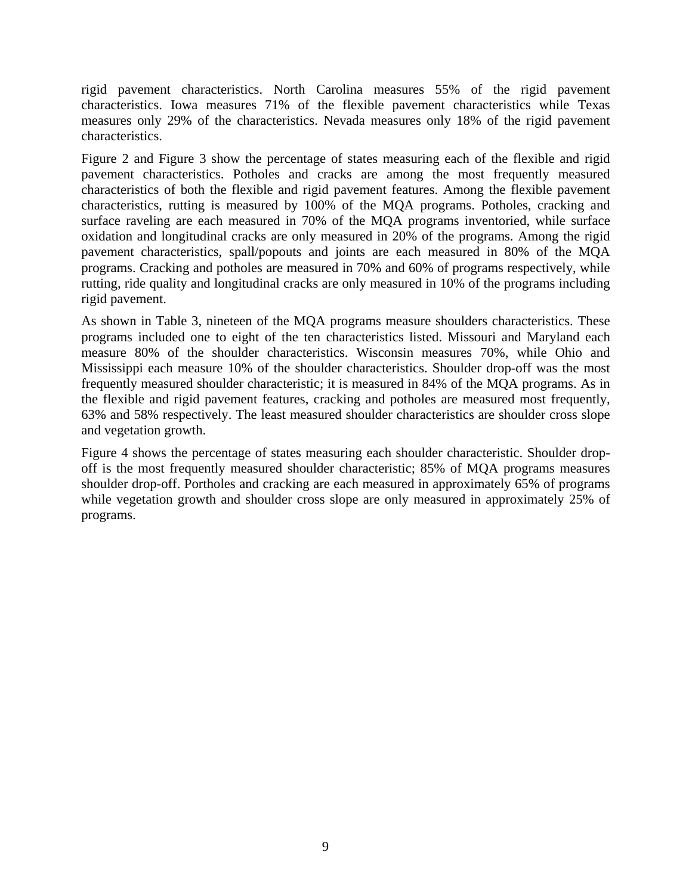rigid pavement characteristics. North Carolina measures 55% of the rigid pavement characteristics. Iowa measures 71% of the flexible pavement characteristics while Texas measures only 29% of the characteristics. Nevada measures only 18% of the rigid pavement characteristics.

Figure 2 and Figure 3 show the percentage of states measuring each of the flexible and rigid pavement characteristics. Potholes and cracks are among the most frequently measured characteristics of both the flexible and rigid pavement features. Among the flexible pavement characteristics, rutting is measured by 100% of the MQA programs. Potholes, cracking and surface raveling are each measured in 70% of the MQA programs inventoried, while surface oxidation and longitudinal cracks are only measured in 20% of the programs. Among the rigid pavement characteristics, spall/popouts and joints are each measured in 80% of the MQA programs. Cracking and potholes are measured in 70% and 60% of programs respectively, while rutting, ride quality and longitudinal cracks are only measured in 10% of the programs including rigid pavement.

As shown in Table 3, nineteen of the MQA programs measure shoulders characteristics. These programs included one to eight of the ten characteristics listed. Missouri and Maryland each measure 80% of the shoulder characteristics. Wisconsin measures 70%, while Ohio and Mississippi each measure 10% of the shoulder characteristics. Shoulder drop-off was the most frequently measured shoulder characteristic; it is measured in 84% of the MQA programs. As in the flexible and rigid pavement features, cracking and potholes are measured most frequently, 63% and 58% respectively. The least measured shoulder characteristics are shoulder cross slope and vegetation growth.

Figure 4 shows the percentage of states measuring each shoulder characteristic. Shoulder drop-off is the most frequently measured shoulder characteristic; 85% of MQA programs measures shoulder drop-off. Portholes and cracking are each measured in approximately 65% of programs while vegetation growth and shoulder cross slope are only measured in approximately 25% of programs.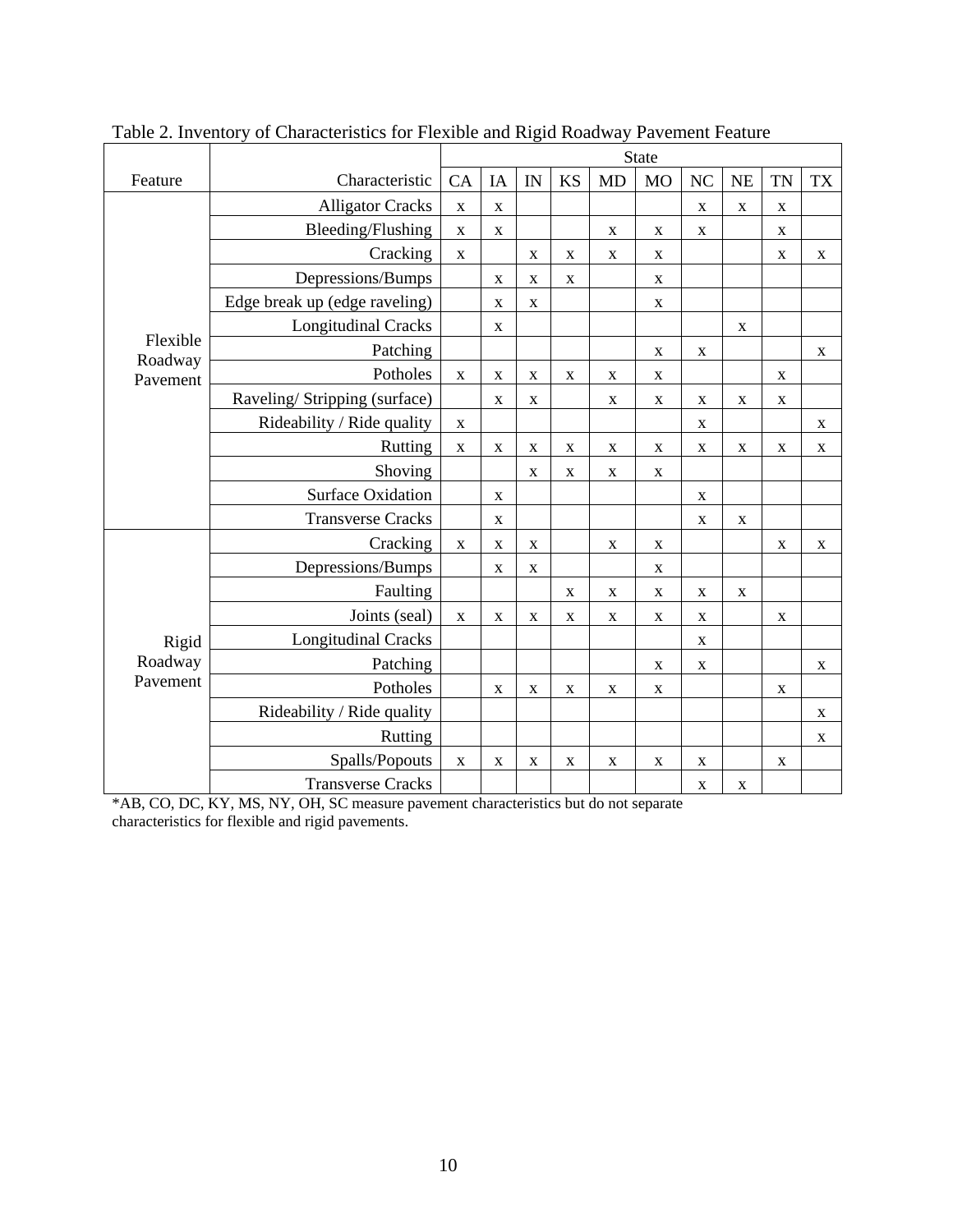Table 2. Inventory of Characteristics for Flexible and Rigid Roadway Pavement Feature

| Feature | Characteristic | State | | | | | | | | | |
|---|---|---|---|---|---|---|---|---|---|---|---|
| | | CA | IA | IN | KS | MD | MO | NC | NE | TN | TX |
| Flexible Roadway Pavement | Alligator Cracks | x | x | | | | | x | x | x | |
| | Bleeding/Flushing | x | x | | | x | x | x | | x | |
| | Cracking | x | | x | x | x | x | | | x | x |
| | Depressions/Bumps | | x | x | x | | x | | | | |
| | Edge break up (edge raveling) | | x | x | | | x | | | | |
| | Longitudinal Cracks | | x | | | | | | x | | |
| | Patching | | | | | | x | x | | | x |
| | Potholes | x | x | x | x | x | x | | | x | |
| | Raveling/ Stripping (surface) | | x | x | | x | x | x | x | x | |
| | Rideability / Ride quality | x | | | | | | x | | | x |
| | Rutting | x | x | x | x | x | x | x | x | x | x |
| | Shoving | | | x | x | x | x | | | | |
| | Surface Oxidation | | x | | | | | x | | | |
| | Transverse Cracks | | x | | | | | x | x | | |
| Rigid Roadway Pavement | Cracking | x | x | x | | x | x | | | x | x |
| | Depressions/Bumps | | x | x | | | x | | | | |
| | Faulting | | | | x | x | x | x | x | | |
| | Joints (seal) | x | x | x | x | x | x | x | | x | |
| | Longitudinal Cracks | | | | | | | x | | | |
| | Patching | | | | | | x | x | | | x |
| | Potholes | | x | x | x | x | x | | | x | |
| | Rideability / Ride quality | | | | | | | | | | x |
| | Rutting | | | | | | | | | | x |
| | Spalls/Popouts | x | x | x | x | x | x | x | | x | |
| | Transverse Cracks | | | | | | | x | x | | |

*AB, CO, DC, KY, MS, NY, OH, SC measure pavement characteristics but do not separate characteristics for flexible and rigid pavements.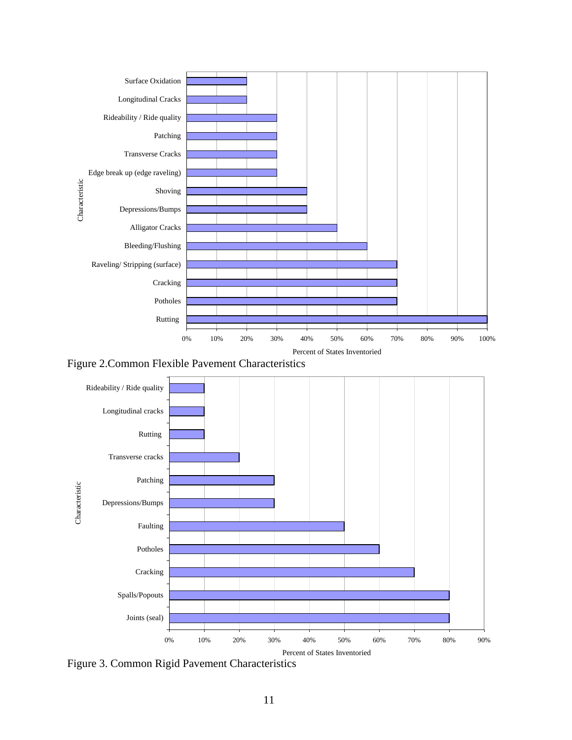| Characteristic | Percent of States Inventoried |
|---|---|
| Surface Oxidation | 20% |
| Longitudinal Cracks | 20% |
| Rideability / Ride quality | 30% |
| Patching | 30% |
| Transverse Cracks | 30% |
| Edge break up (edge raveling) | 30% |
| Shoving | 40% |
| Depressions/Bumps | 40% |
| Alligator Cracks | 50% |
| Bleeding/Flushing | 60% |
| Raveling/ Stripping (surface) | 70% |
| Cracking | 70% |
| Potholes | 70% |
| Rutting | 100% |

Figure 2.Common Flexible Pavement Characteristics

| Characteristic | Percent of States Inventoried |
|---|---|
| Rideability / Ride quality | 10% |
| Longitudinal cracks | 10% |
| Rutting | 10% |
| Transverse cracks | 20% |
| Patching | 30% |
| Depressions/Bumps | 30% |
| Faulting | 50% |
| Potholes | 60% |
| Cracking | 70% |
| Spalls/Popouts | 80% |
| Joints (seal) | 80% |

Figure 3. Common Rigid Pavement Characteristics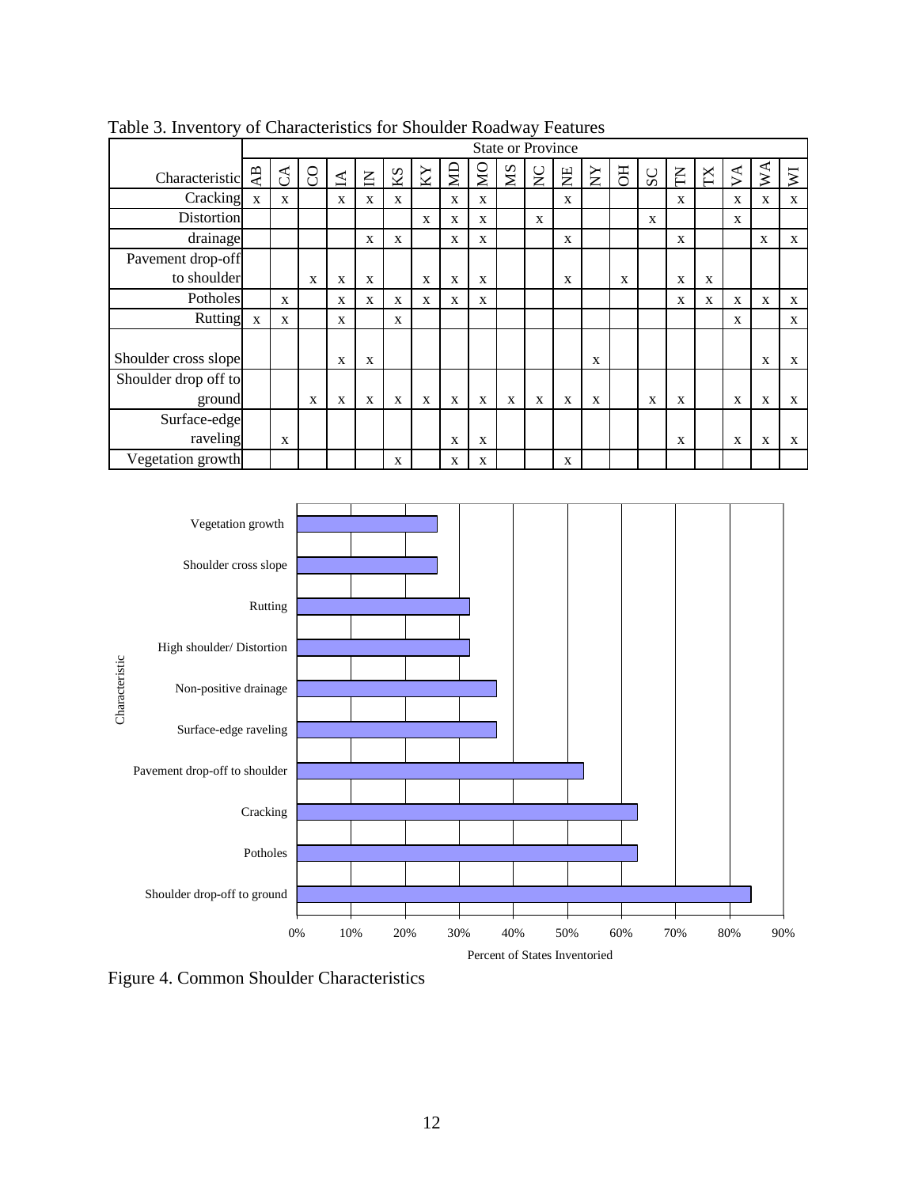Table 3. Inventory of Characteristics for Shoulder Roadway Features

| Characteristic | State or Province | | | | | | | | | | | | | | | | | | | |
|---|---|---|---|---|---|---|---|---|---|---|---|---|---|---|---|---|---|---|---|---|
| | AB | CA | CO | IA | IN | KS | KY | MD | MO | MS | NC | NE | NY | OH | SC | TN | TX | VA | WA | WI |
| Cracking | x | x | | x | x | x | | x | x | | | x | | | | x | | x | x | x |
| Distortion | | | | | | | x | x | x | | x | | | | x | | | x | | |
| drainage | | | | | x | x | | x | x | | | x | | | | x | | | x | x |
| Pavement drop-off to shoulder | | | x | x | x | | x | x | x | | | x | | x | | x | x | | | |
| Potholes | | x | | x | x | x | x | x | x | | | | | | | x | x | x | x | x |
| Rutting | x | x | | x | | x | | | | | | | | | | | | x | | x |
| Shoulder cross slope | | | | x | x | | | | | | | | x | | | | | | x | x |
| Shoulder drop off to ground | | | x | x | x | x | x | x | x | x | x | x | x | | x | x | | x | x | x |
| Surface-edge raveling | | x | | | | | | x | x | | | | | | | x | | x | x | x |
| Vegetation growth | | | | | | x | | x | x | | | x | | | | | | | | |

Figure 4. Common Shoulder Characteristics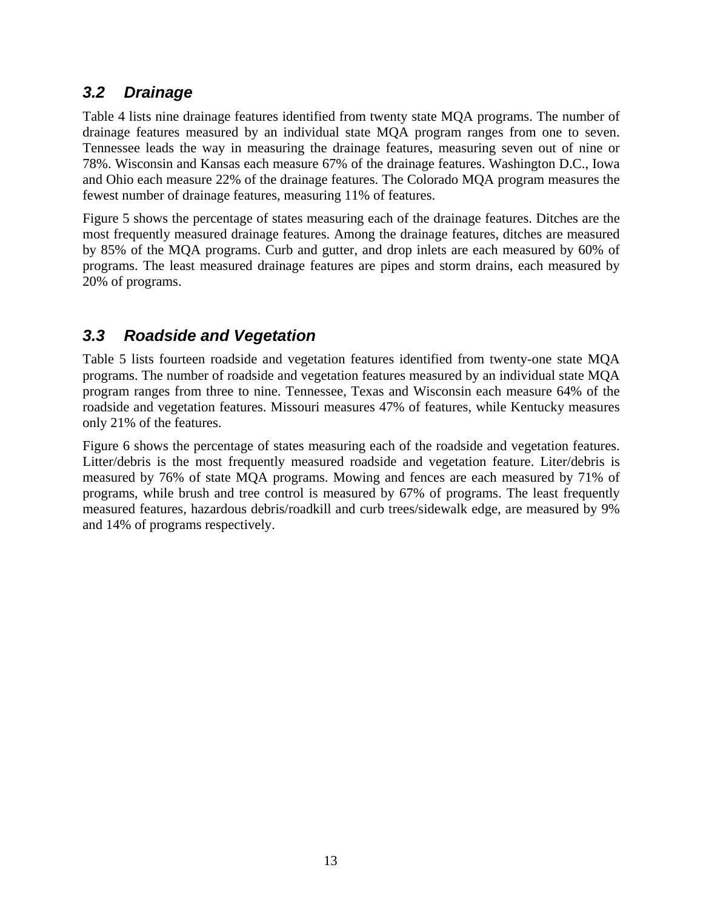### *3.2 Drainage*

Table 4 lists nine drainage features identified from twenty state MQA programs. The number of drainage features measured by an individual state MQA program ranges from one to seven. Tennessee leads the way in measuring the drainage features, measuring seven out of nine or 78%. Wisconsin and Kansas each measure 67% of the drainage features. Washington D.C., Iowa and Ohio each measure 22% of the drainage features. The Colorado MQA program measures the fewest number of drainage features, measuring 11% of features.

Figure 5 shows the percentage of states measuring each of the drainage features. Ditches are the most frequently measured drainage features. Among the drainage features, ditches are measured by 85% of the MQA programs. Curb and gutter, and drop inlets are each measured by 60% of programs. The least measured drainage features are pipes and storm drains, each measured by 20% of programs.

### *3.3 Roadside and Vegetation*

Table 5 lists fourteen roadside and vegetation features identified from twenty-one state MQA programs. The number of roadside and vegetation features measured by an individual state MQA program ranges from three to nine. Tennessee, Texas and Wisconsin each measure 64% of the roadside and vegetation features. Missouri measures 47% of features, while Kentucky measures only 21% of the features.

Figure 6 shows the percentage of states measuring each of the roadside and vegetation features. Litter/debris is the most frequently measured roadside and vegetation feature. Liter/debris is measured by 76% of state MQA programs. Mowing and fences are each measured by 71% of programs, while brush and tree control is measured by 67% of programs. The least frequently measured features, hazardous debris/roadkill and curb trees/sidewalk edge, are measured by 9% and 14% of programs respectively.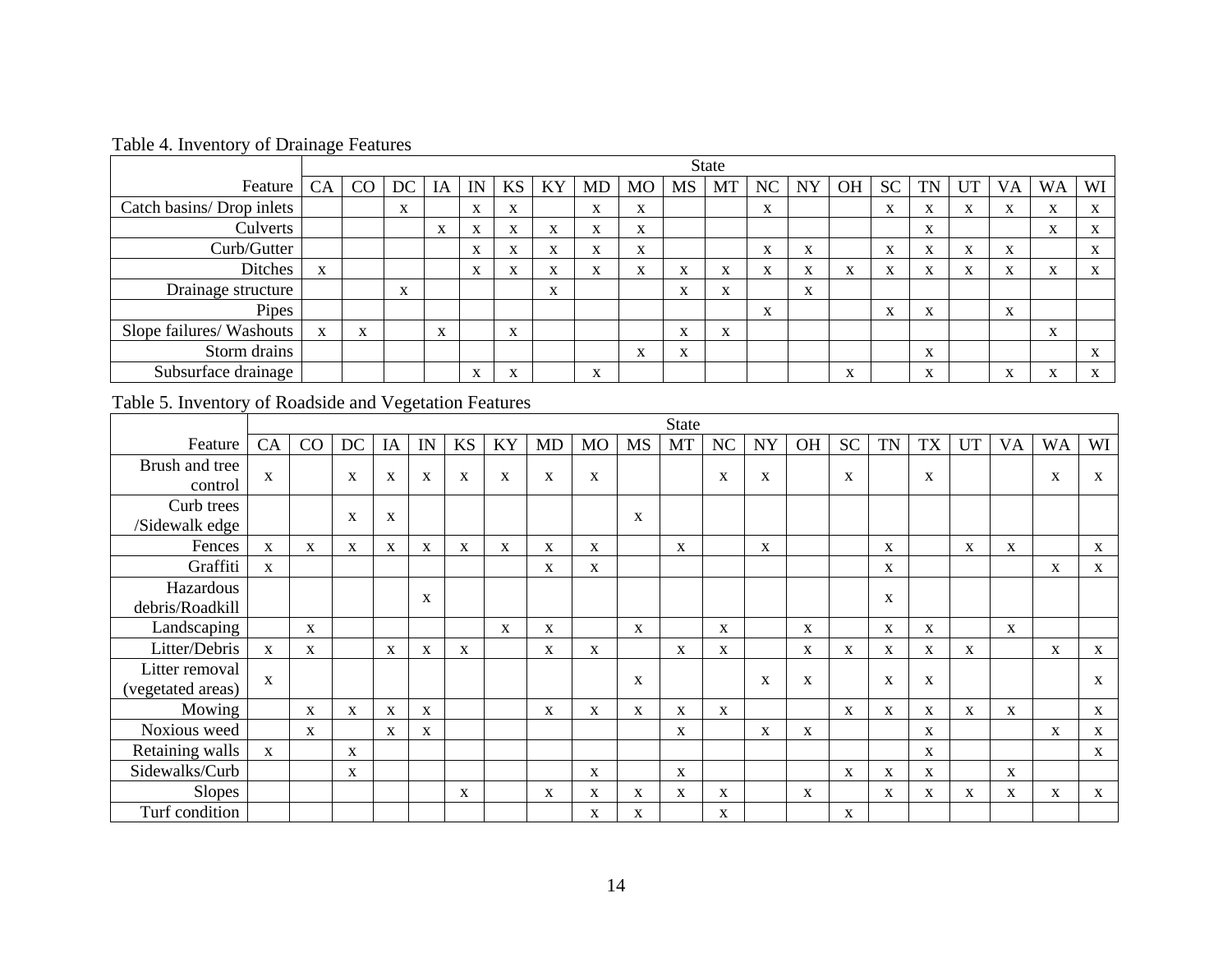Table 4. Inventory of Drainage Features

| | State | | | | | | | | | | | | | | | | | | | |
|---|---|---|---|---|---|---|---|---|---|---|---|---|---|---|---|---|---|---|---|---|
| Feature | CA | CO | DC | IA | IN | KS | KY | MD | MO | MS | MT | NC | NY | OH | SC | TN | UT | VA | WA | WI |
| Catch basins/ Drop inlets | | | x | | x | x | | x | x | | | x | | | x | x | x | x | x | x |
| Culverts | | | | x | x | x | x | x | x | | | | | | | x | | | x | x |
| Curb/Gutter | | | | | x | x | x | x | x | | | x | x | | x | x | x | x | | x |
| Ditches | x | | | | x | x | x | x | x | x | x | x | x | x | x | x | x | x | x | x |
| Drainage structure | | | x | | | | x | | | x | x | | x | | | | | | | |
| Pipes | | | | | | | | | | | | x | | | x | x | | x | | |
| Slope failures/ Washouts | x | x | | x | | x | | | | x | x | | | | | | | | x | |
| Storm drains | | | | | | | | | x | x | | | | | | x | | | | x |
| Subsurface drainage | | | | | x | x | | x | | | | | | x | | x | | x | x | x |

Table 5. Inventory of Roadside and Vegetation Features

| | State | | | | | | | | | | | | | | | | | | | | |
|---|---|---|---|---|---|---|---|---|---|---|---|---|---|---|---|---|---|---|---|---|---|
| Feature | CA | CO | DC | IA | IN | KS | KY | MD | MO | MS | MT | NC | NY | OH | SC | TN | TX | UT | VA | WA | WI |
| Brush and tree control | x | | x | x | x | x | x | x | x | | | x | x | | x | | x | | | x | x |
| Curb trees /Sidewalk edge | | | x | x | | | | | | x | | | | | | | | | | | |
| Fences | x | x | x | x | x | x | x | x | x | | x | | x | | | x | | x | x | | x |
| Graffiti | x | | | | | | | x | x | | | | | | | x | | | | x | x |
| Hazardous debris/Roadkill | | | | | x | | | | | | | | | | | x | | | | | |
| Landscaping | | x | | | | | x | x | | x | | x | | x | | x | x | | x | | |
| Litter/Debris | x | x | | x | x | x | | x | x | | x | x | | x | x | x | x | x | | x | x |
| Litter removal (vegetated areas) | x | | | | | | | | | x | | | x | x | | x | x | | | | x |
| Mowing | | x | x | x | x | | | x | x | x | x | x | | | x | x | x | x | x | | x |
| Noxious weed | | x | | x | x | | | | | | x | | x | x | | | x | | | x | x |
| Retaining walls | x | | x | | | | | | | | | | | | | | x | | | | x |
| Sidewalks/Curb | | | x | | | | | | x | | x | | | | x | x | x | | x | | |
| Slopes | | | | | | x | | x | x | x | x | x | | x | | x | x | x | x | x | x |
| Turf condition | | | | | | | | | x | x | | x | | | x | | | | | | |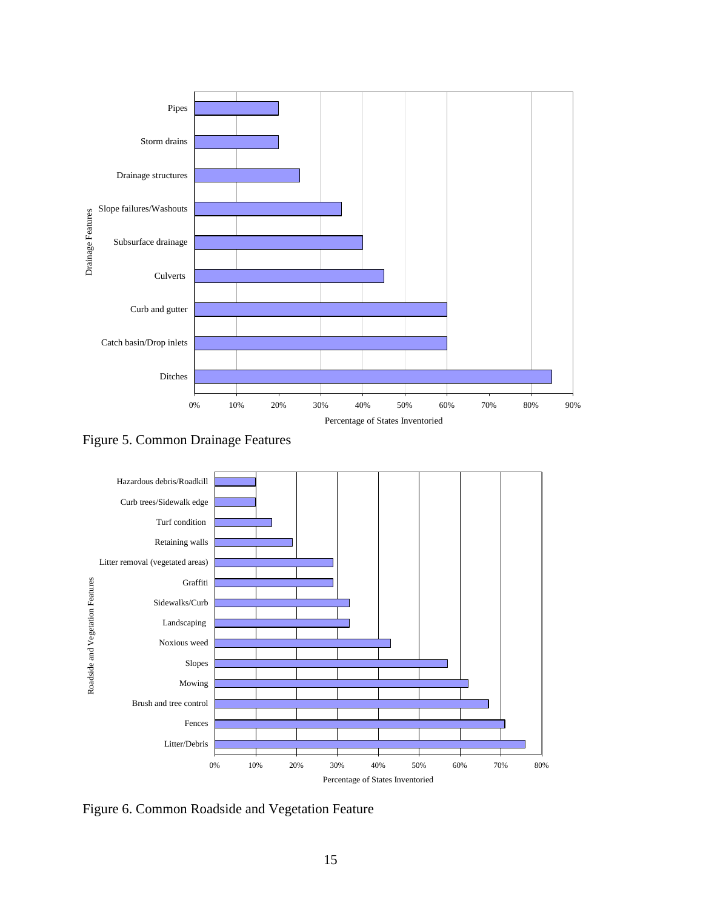Figure 5. Common Drainage Features

Figure 6. Common Roadside and Vegetation Feature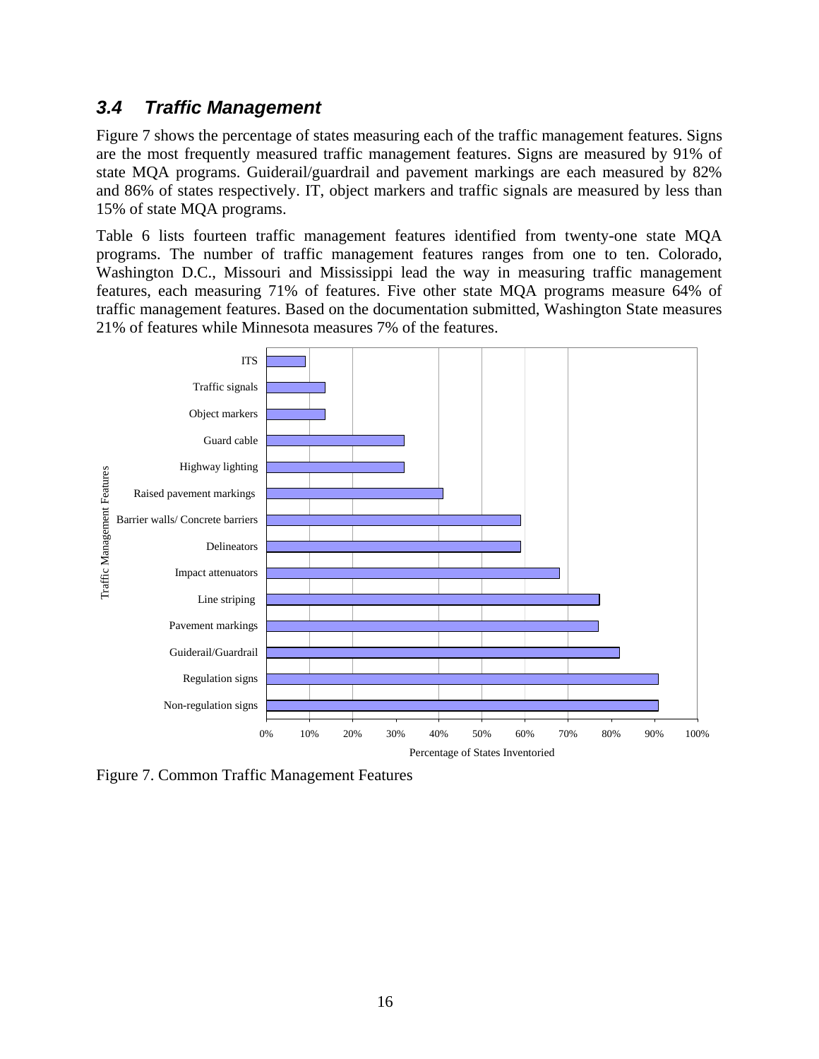### 3.4 *Traffic Management*

Figure 7 shows the percentage of states measuring each of the traffic management features. Signs are the most frequently measured traffic management features. Signs are measured by 91% of state MQA programs. Guiderail/guardrail and pavement markings are each measured by 82% and 86% of states respectively. IT, object markers and traffic signals are measured by less than 15% of state MQA programs.

Table 6 lists fourteen traffic management features identified from twenty-one state MQA programs. The number of traffic management features ranges from one to ten. Colorado, Washington D.C., Missouri and Mississippi lead the way in measuring traffic management features, each measuring 71% of features. Five other state MQA programs measure 64% of traffic management features. Based on the documentation submitted, Washington State measures 21% of features while Minnesota measures 7% of the features.

Figure 7. Common Traffic Management Features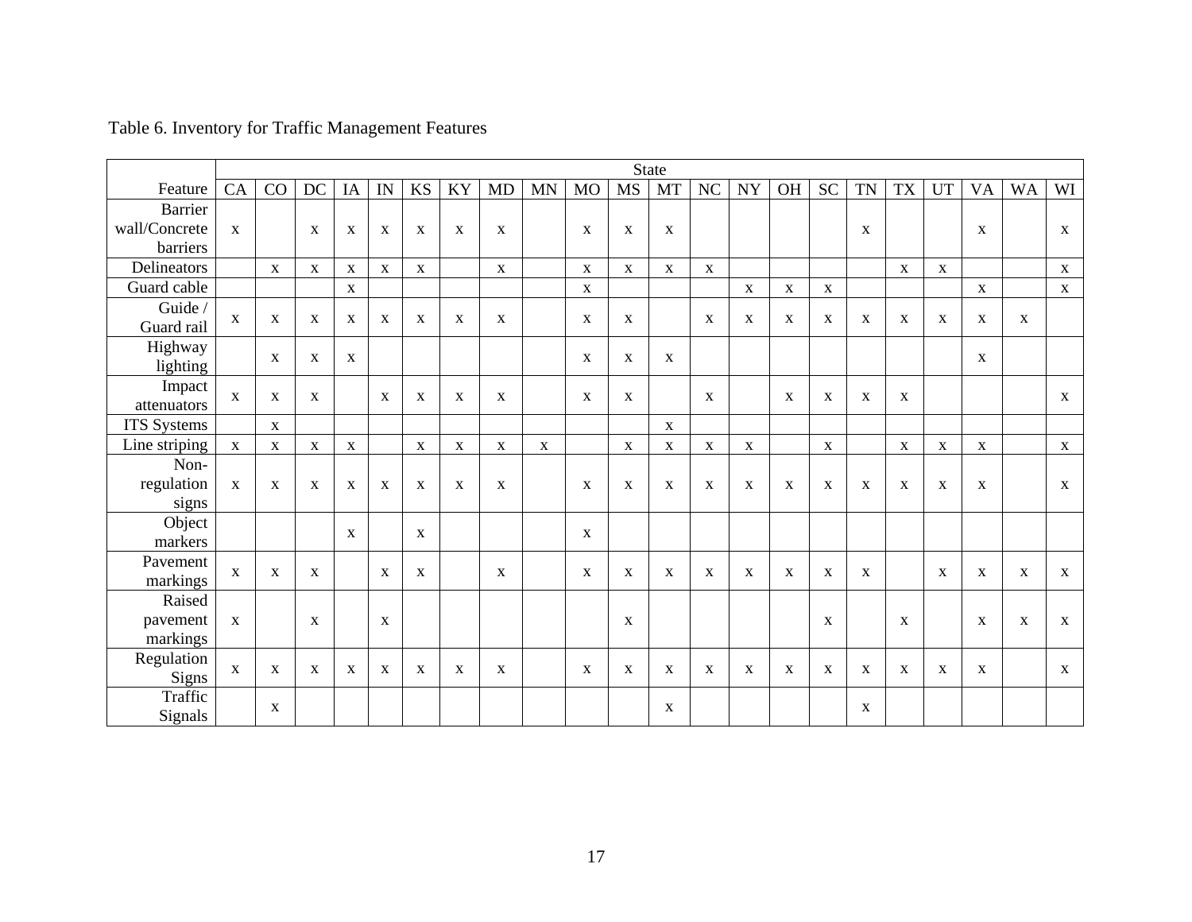Table 6. Inventory for Traffic Management Features

| | State | | | | | | | | | | | | | | | | | | | | | |
|---|---|---|---|---|---|---|---|---|---|---|---|---|---|---|---|---|---|---|---|---|---|---|
| Feature | CA | CO | DC | IA | IN | KS | KY | MD | MN | MO | MS | MT | NC | NY | OH | SC | TN | TX | UT | VA | WA | WI |
| Barrier wall/Concrete barriers | x | | x | x | x | x | x | x | | x | x | x | | | | | x | | | x | | x |
| Delineators | | x | x | x | x | x | | x | | x | x | x | x | | | | | x | x | | | x |
| Guard cable | | | | x | | | | | | x | | | | x | x | x | | | | x | | x |
| Guide / Guard rail | x | x | x | x | x | x | x | x | | x | x | | x | x | x | x | x | x | x | x | x | |
| Highway lighting | | x | x | x | | | | | | x | x | x | | | | | | | | x | | |
| Impact attenuators | x | x | x | | x | x | x | x | | x | x | | x | | x | x | x | x | | | | x |
| ITS Systems | | x | | | | | | | | | | x | | | | | | | | | | |
| Line striping | x | x | x | x | | x | x | x | x | | x | x | x | x | | x | | x | x | x | | x |
| Non-regulation signs | x | x | x | x | x | x | x | x | | x | x | x | x | x | x | x | x | x | x | x | | x |
| Object markers | | | | x | | x | | | | x | | | | | | | | | | | | |
| Pavement markings | x | x | x | | x | x | | x | | x | x | x | x | x | x | x | x | | x | x | x | x |
| Raised pavement markings | x | | x | | x | | | | | | x | | | | | x | | x | | x | x | x |
| Regulation Signs | x | x | x | x | x | x | x | x | | x | x | x | x | x | x | x | x | x | x | x | | x |
| Traffic Signals | | x | | | | | | | | | | x | | | | | x | | | | | |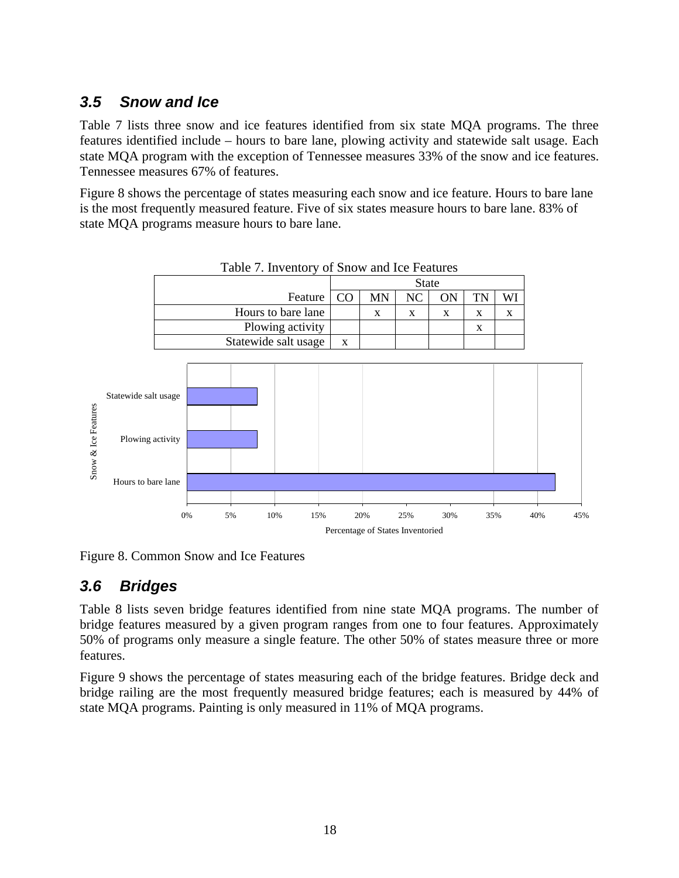## 3.5 Snow and Ice

Table 7 lists three snow and ice features identified from six state MQA programs. The three features identified include – hours to bare lane, plowing activity and statewide salt usage. Each state MQA program with the exception of Tennessee measures 33% of the snow and ice features. Tennessee measures 67% of features.

Figure 8 shows the percentage of states measuring each snow and ice feature. Hours to bare lane is the most frequently measured feature. Five of six states measure hours to bare lane. 83% of state MQA programs measure hours to bare lane.

Table 7. Inventory of Snow and Ice Features

| | State | | | | | |
|---|---|---|---|---|---|---|
| Feature | CO | MN | NC | ON | TN | WI |
| Hours to bare lane | | x | x | x | x | x |
| Plowing activity | | | | | x | |
| Statewide salt usage | x | | | | | |

Figure 8. Common Snow and Ice Features

## 3.6 Bridges

Table 8 lists seven bridge features identified from nine state MQA programs. The number of bridge features measured by a given program ranges from one to four features. Approximately 50% of programs only measure a single feature. The other 50% of states measure three or more features.

Figure 9 shows the percentage of states measuring each of the bridge features. Bridge deck and bridge railing are the most frequently measured bridge features; each is measured by 44% of state MQA programs. Painting is only measured in 11% of MQA programs.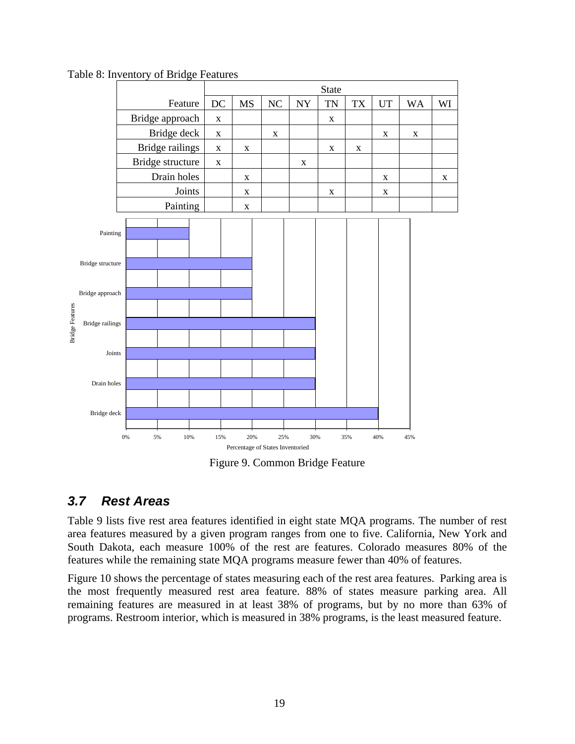Table 8: Inventory of Bridge Features

| Feature | State | | | | | | | | |
|---|---|---|---|---|---|---|---|---|---|
| | DC | MS | NC | NY | TN | TX | UT | WA | WI |
| Bridge approach | x | | | | x | | | | |
| Bridge deck | x | | x | | | | x | x | |
| Bridge railings | x | x | | | x | x | | | |
| Bridge structure | x | | | x | | | | | |
| Drain holes | | x | | | | | x | | x |
| Joints | | x | | | x | | x | | |
| Painting | | x | | | | | | | |

Figure 9. Common Bridge Feature

## 3.7 Rest Areas

Table 9 lists five rest area features identified in eight state MQA programs. The number of rest area features measured by a given program ranges from one to five. California, New York and South Dakota, each measure 100% of the rest are features. Colorado measures 80% of the features while the remaining state MQA programs measure fewer than 40% of features.

Figure 10 shows the percentage of states measuring each of the rest area features. Parking area is the most frequently measured rest area feature. 88% of states measure parking area. All remaining features are measured in at least 38% of programs, but by no more than 63% of programs. Restroom interior, which is measured in 38% programs, is the least measured feature.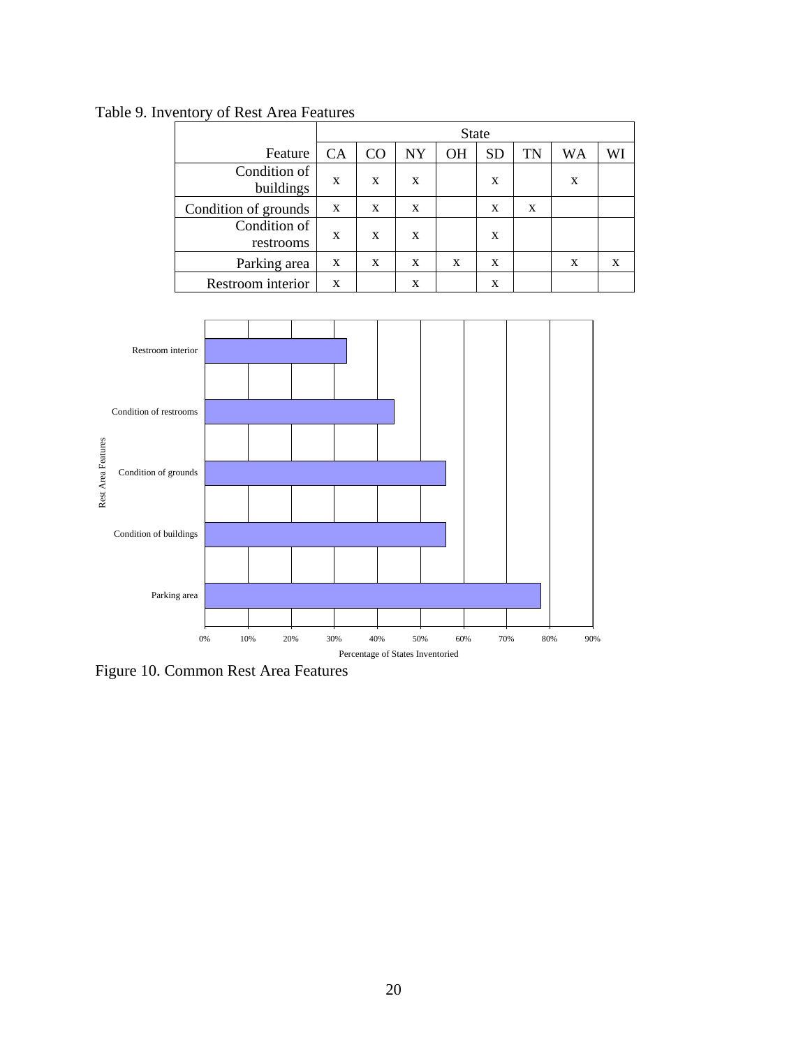Table 9. Inventory of Rest Area Features

| | State | | | | | | | |
|---|---|---|---|---|---|---|---|---|
| Feature | CA | CO | NY | OH | SD | TN | WA | WI |
| Condition of buildings | x | x | x | | x | | x | |
| Condition of grounds | x | x | x | | x | x | | |
| Condition of restrooms | x | x | x | | x | | | |
| Parking area | x | x | x | x | x | | x | x |
| Restroom interior | x | | x | | x | | | |

Figure 10. Common Rest Area Features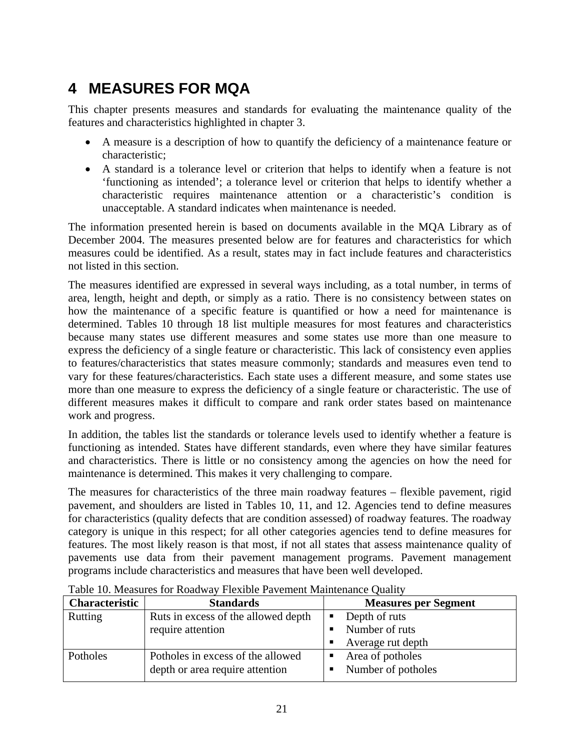# 4 MEASURES FOR MQA

This chapter presents measures and standards for evaluating the maintenance quality of the features and characteristics highlighted in chapter 3.

- A measure is a description of how to quantify the deficiency of a maintenance feature or characteristic;
- A standard is a tolerance level or criterion that helps to identify when a feature is not 'functioning as intended'; a tolerance level or criterion that helps to identify whether a characteristic requires maintenance attention or a characteristic's condition is unacceptable. A standard indicates when maintenance is needed.

The information presented herein is based on documents available in the MQA Library as of December 2004. The measures presented below are for features and characteristics for which measures could be identified. As a result, states may in fact include features and characteristics not listed in this section.

The measures identified are expressed in several ways including, as a total number, in terms of area, length, height and depth, or simply as a ratio. There is no consistency between states on how the maintenance of a specific feature is quantified or how a need for maintenance is determined. Tables 10 through 18 list multiple measures for most features and characteristics because many states use different measures and some states use more than one measure to express the deficiency of a single feature or characteristic. This lack of consistency even applies to features/characteristics that states measure commonly; standards and measures even tend to vary for these features/characteristics. Each state uses a different measure, and some states use more than one measure to express the deficiency of a single feature or characteristic. The use of different measures makes it difficult to compare and rank order states based on maintenance work and progress.

In addition, the tables list the standards or tolerance levels used to identify whether a feature is functioning as intended. States have different standards, even where they have similar features and characteristics. There is little or no consistency among the agencies on how the need for maintenance is determined. This makes it very challenging to compare.

The measures for characteristics of the three main roadway features – flexible pavement, rigid pavement, and shoulders are listed in Tables 10, 11, and 12. Agencies tend to define measures for characteristics (quality defects that are condition assessed) of roadway features. The roadway category is unique in this respect; for all other categories agencies tend to define measures for features. The most likely reason is that most, if not all states that assess maintenance quality of pavements use data from their pavement management programs. Pavement management programs include characteristics and measures that have been well developed.

Table 10. Measures for Roadway Flexible Pavement Maintenance Quality

| Characteristic | Standards | Measures per Segment |
| --- | --- | --- |
| Rutting | Ruts in excess of the allowed depth require attention | ▪ Depth of ruts<br>▪ Number of ruts<br>▪ Average rut depth |
| Potholes | Potholes in excess of the allowed depth or area require attention | ▪ Area of potholes<br>▪ Number of potholes |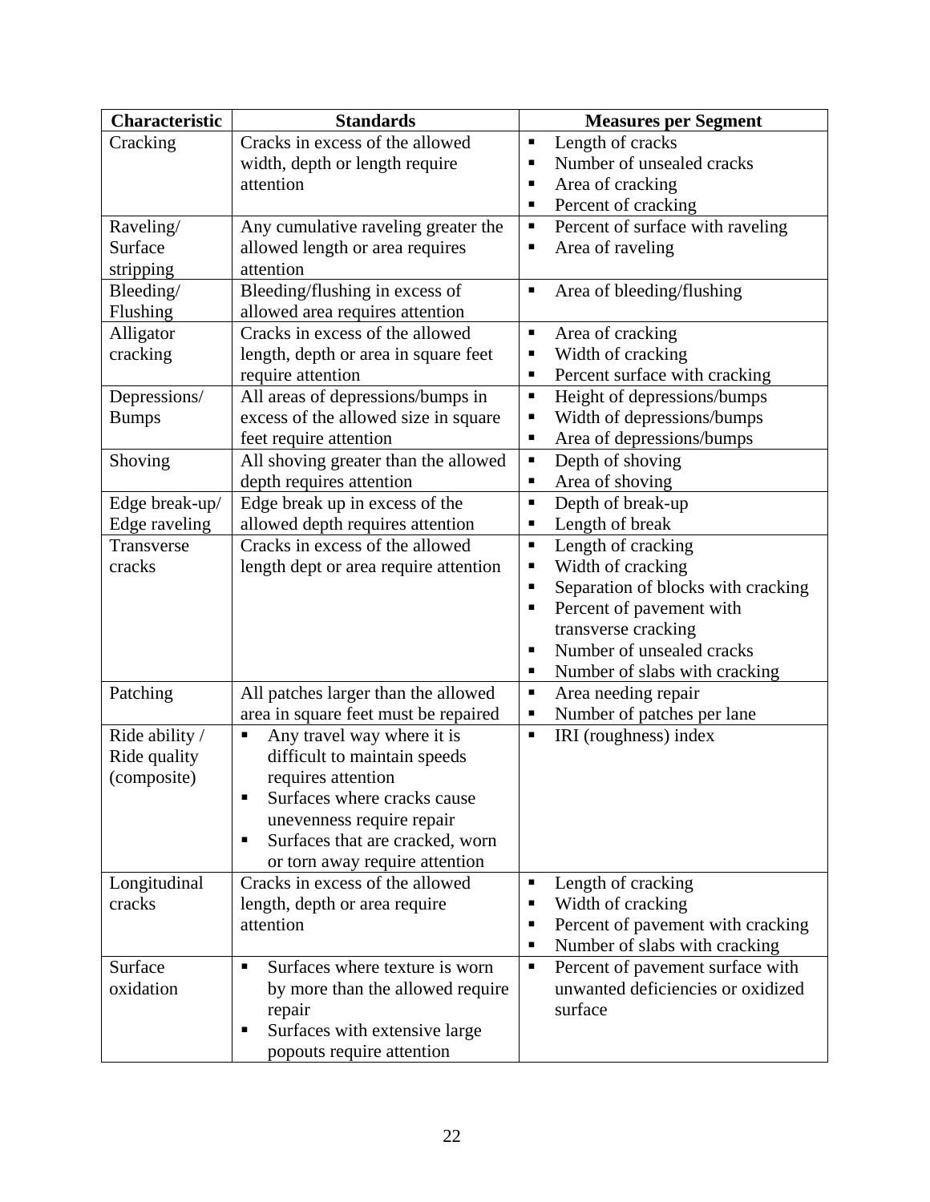| Characteristic | Standards | Measures per Segment |
|---|---|---|
| Cracking | Cracks in excess of the allowed width, depth or length require attention | ▪ Length of cracks<br>▪ Number of unsealed cracks<br>▪ Area of cracking<br>▪ Percent of cracking |
| Raveling/ Surface stripping | Any cumulative raveling greater the allowed length or area requires attention | ▪ Percent of surface with raveling<br>▪ Area of raveling |
| Bleeding/ Flushing | Bleeding/flushing in excess of allowed area requires attention | ▪ Area of bleeding/flushing |
| Alligator cracking | Cracks in excess of the allowed length, depth or area in square feet require attention | ▪ Area of cracking<br>▪ Width of cracking<br>▪ Percent surface with cracking |
| Depressions/ Bumps | All areas of depressions/bumps in excess of the allowed size in square feet require attention | ▪ Height of depressions/bumps<br>▪ Width of depressions/bumps<br>▪ Area of depressions/bumps |
| Shoving | All shoving greater than the allowed depth requires attention | ▪ Depth of shoving<br>▪ Area of shoving |
| Edge break-up/ Edge raveling | Edge break up in excess of the allowed depth requires attention | ▪ Depth of break-up<br>▪ Length of break |
| Transverse cracks | Cracks in excess of the allowed length dept or area require attention | ▪ Length of cracking<br>▪ Width of cracking<br>▪ Separation of blocks with cracking<br>▪ Percent of pavement with transverse cracking<br>▪ Number of unsealed cracks<br>▪ Number of slabs with cracking |
| Patching | All patches larger than the allowed area in square feet must be repaired | ▪ Area needing repair<br>▪ Number of patches per lane |
| Ride ability / Ride quality (composite) | ▪ Any travel way where it is difficult to maintain speeds requires attention<br>▪ Surfaces where cracks cause unevenness require repair<br>▪ Surfaces that are cracked, worn or torn away require attention | ▪ IRI (roughness) index |
| Longitudinal cracks | Cracks in excess of the allowed length, depth or area require attention | ▪ Length of cracking<br>▪ Width of cracking<br>▪ Percent of pavement with cracking<br>▪ Number of slabs with cracking |
| Surface oxidation | ▪ Surfaces where texture is worn by more than the allowed require repair<br>▪ Surfaces with extensive large popouts require attention | ▪ Percent of pavement surface with unwanted deficiencies or oxidized surface |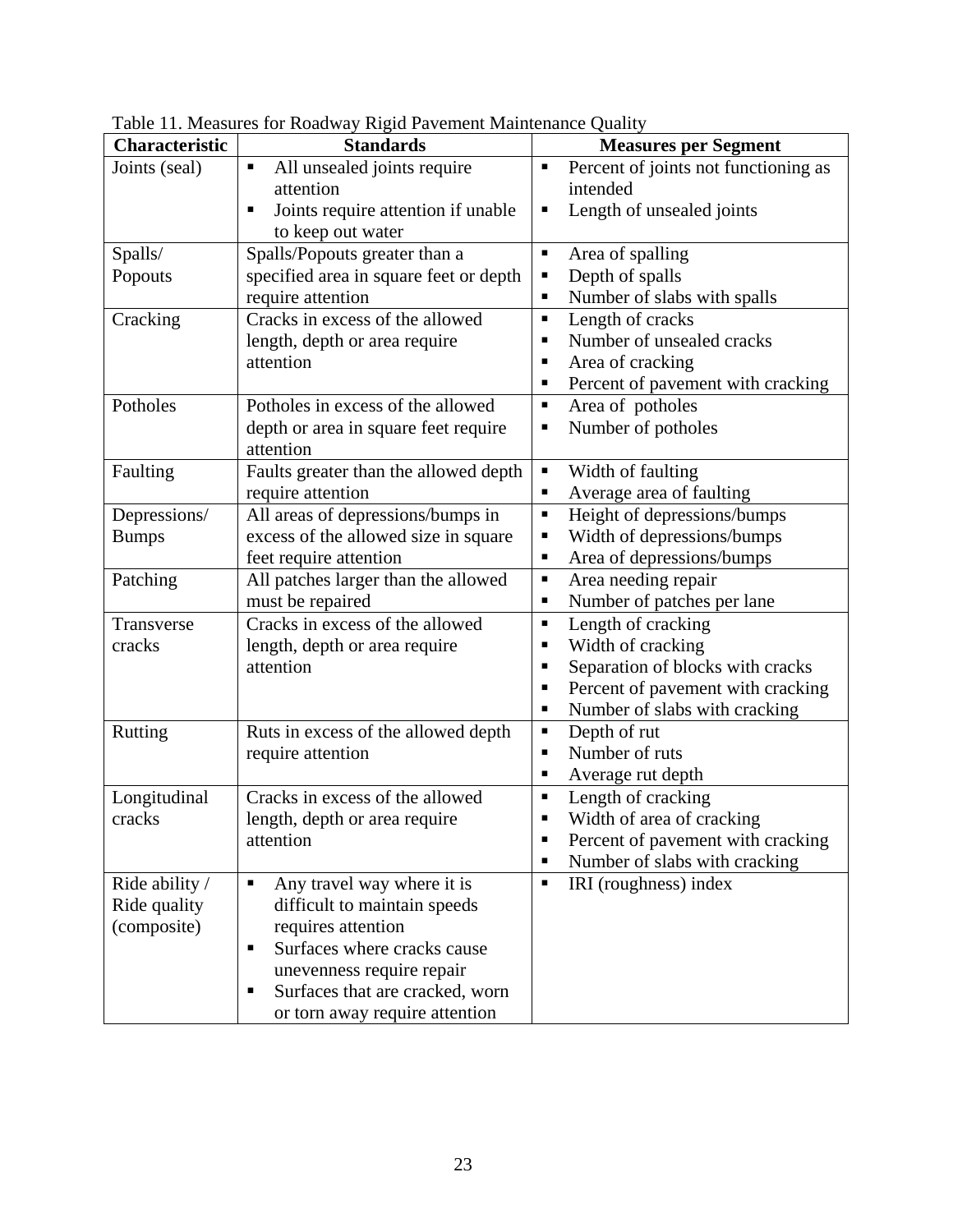Table 11. Measures for Roadway Rigid Pavement Maintenance Quality

| Characteristic | Standards | Measures per Segment |
|---|---|---|
| Joints (seal) | ▪ All unsealed joints require attention<br>▪ Joints require attention if unable to keep out water | ▪ Percent of joints not functioning as intended<br>▪ Length of unsealed joints |
| Spalls/ Popouts | Spalls/Popouts greater than a specified area in square feet or depth require attention | ▪ Area of spalling<br>▪ Depth of spalls<br>▪ Number of slabs with spalls |
| Cracking | Cracks in excess of the allowed length, depth or area require attention | ▪ Length of cracks<br>▪ Number of unsealed cracks<br>▪ Area of cracking<br>▪ Percent of pavement with cracking |
| Potholes | Potholes in excess of the allowed depth or area in square feet require attention | ▪ Area of potholes<br>▪ Number of potholes |
| Faulting | Faults greater than the allowed depth require attention | ▪ Width of faulting<br>▪ Average area of faulting |
| Depressions/ Bumps | All areas of depressions/bumps in excess of the allowed size in square feet require attention | ▪ Height of depressions/bumps<br>▪ Width of depressions/bumps<br>▪ Area of depressions/bumps |
| Patching | All patches larger than the allowed must be repaired | ▪ Area needing repair<br>▪ Number of patches per lane |
| Transverse cracks | Cracks in excess of the allowed length, depth or area require attention | ▪ Length of cracking<br>▪ Width of cracking<br>▪ Separation of blocks with cracks<br>▪ Percent of pavement with cracking<br>▪ Number of slabs with cracking |
| Rutting | Ruts in excess of the allowed depth require attention | ▪ Depth of rut<br>▪ Number of ruts<br>▪ Average rut depth |
| Longitudinal cracks | Cracks in excess of the allowed length, depth or area require attention | ▪ Length of cracking<br>▪ Width of area of cracking<br>▪ Percent of pavement with cracking<br>▪ Number of slabs with cracking |
| Ride ability / Ride quality (composite) | ▪ Any travel way where it is difficult to maintain speeds requires attention<br>▪ Surfaces where cracks cause unevenness require repair<br>▪ Surfaces that are cracked, worn or torn away require attention | ▪ IRI (roughness) index |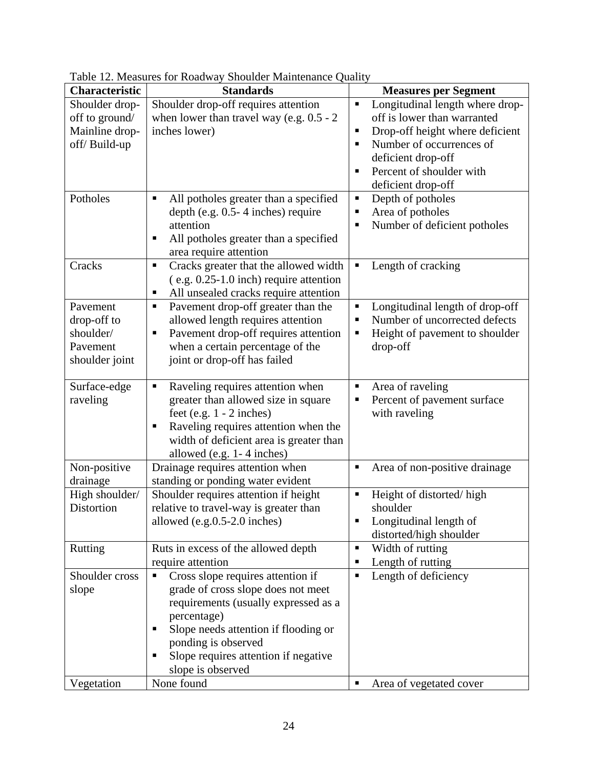Table 12. Measures for Roadway Shoulder Maintenance Quality

| Characteristic | Standards | Measures per Segment |
|---|---|---|
| Shoulder drop-off to ground/ Mainline drop-off/ Build-up | Shoulder drop-off requires attention when lower than travel way (e.g. 0.5 - 2 inches lower) | ▪ Longitudinal length where drop-off is lower than warranted<br>▪ Drop-off height where deficient<br>▪ Number of occurrences of deficient drop-off<br>▪ Percent of shoulder with deficient drop-off |
| Potholes | ▪ All potholes greater than a specified depth (e.g. 0.5- 4 inches) require attention<br>▪ All potholes greater than a specified area require attention | ▪ Depth of potholes<br>▪ Area of potholes<br>▪ Number of deficient potholes |
| Cracks | ▪ Cracks greater that the allowed width ( e.g. 0.25-1.0 inch) require attention<br>▪ All unsealed cracks require attention | ▪ Length of cracking |
| Pavement drop-off to shoulder/ Pavement shoulder joint | ▪ Pavement drop-off greater than the allowed length requires attention<br>▪ Pavement drop-off requires attention when a certain percentage of the joint or drop-off has failed | ▪ Longitudinal length of drop-off<br>▪ Number of uncorrected defects<br>▪ Height of pavement to shoulder drop-off |
| Surface-edge raveling | ▪ Raveling requires attention when greater than allowed size in square feet (e.g. 1 - 2 inches)<br>▪ Raveling requires attention when the width of deficient area is greater than allowed (e.g. 1- 4 inches) | ▪ Area of raveling<br>▪ Percent of pavement surface with raveling |
| Non-positive drainage | Drainage requires attention when standing or ponding water evident | ▪ Area of non-positive drainage |
| High shoulder/ Distortion | Shoulder requires attention if height relative to travel-way is greater than allowed (e.g.0.5-2.0 inches) | ▪ Height of distorted/ high shoulder<br>▪ Longitudinal length of distorted/high shoulder |
| Rutting | Ruts in excess of the allowed depth require attention | ▪ Width of rutting<br>▪ Length of rutting |
| Shoulder cross slope | ▪ Cross slope requires attention if grade of cross slope does not meet requirements (usually expressed as a percentage)<br>▪ Slope needs attention if flooding or ponding is observed<br>▪ Slope requires attention if negative slope is observed | ▪ Length of deficiency |
| Vegetation | None found | ▪ Area of vegetated cover |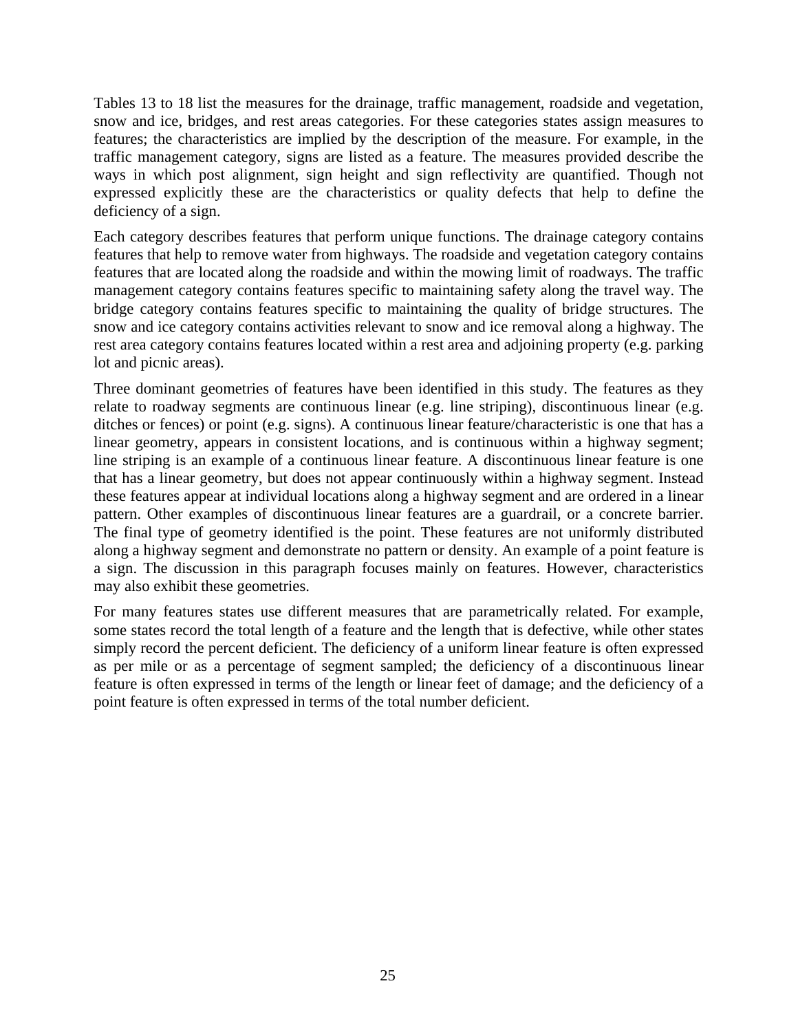Tables 13 to 18 list the measures for the drainage, traffic management, roadside and vegetation, snow and ice, bridges, and rest areas categories. For these categories states assign measures to features; the characteristics are implied by the description of the measure. For example, in the traffic management category, signs are listed as a feature. The measures provided describe the ways in which post alignment, sign height and sign reflectivity are quantified. Though not expressed explicitly these are the characteristics or quality defects that help to define the deficiency of a sign.

Each category describes features that perform unique functions. The drainage category contains features that help to remove water from highways. The roadside and vegetation category contains features that are located along the roadside and within the mowing limit of roadways. The traffic management category contains features specific to maintaining safety along the travel way. The bridge category contains features specific to maintaining the quality of bridge structures. The snow and ice category contains activities relevant to snow and ice removal along a highway. The rest area category contains features located within a rest area and adjoining property (e.g. parking lot and picnic areas).

Three dominant geometries of features have been identified in this study. The features as they relate to roadway segments are continuous linear (e.g. line striping), discontinuous linear (e.g. ditches or fences) or point (e.g. signs). A continuous linear feature/characteristic is one that has a linear geometry, appears in consistent locations, and is continuous within a highway segment; line striping is an example of a continuous linear feature. A discontinuous linear feature is one that has a linear geometry, but does not appear continuously within a highway segment. Instead these features appear at individual locations along a highway segment and are ordered in a linear pattern. Other examples of discontinuous linear features are a guardrail, or a concrete barrier. The final type of geometry identified is the point. These features are not uniformly distributed along a highway segment and demonstrate no pattern or density. An example of a point feature is a sign. The discussion in this paragraph focuses mainly on features. However, characteristics may also exhibit these geometries.

For many features states use different measures that are parametrically related. For example, some states record the total length of a feature and the length that is defective, while other states simply record the percent deficient. The deficiency of a uniform linear feature is often expressed as per mile or as a percentage of segment sampled; the deficiency of a discontinuous linear feature is often expressed in terms of the length or linear feet of damage; and the deficiency of a point feature is often expressed in terms of the total number deficient.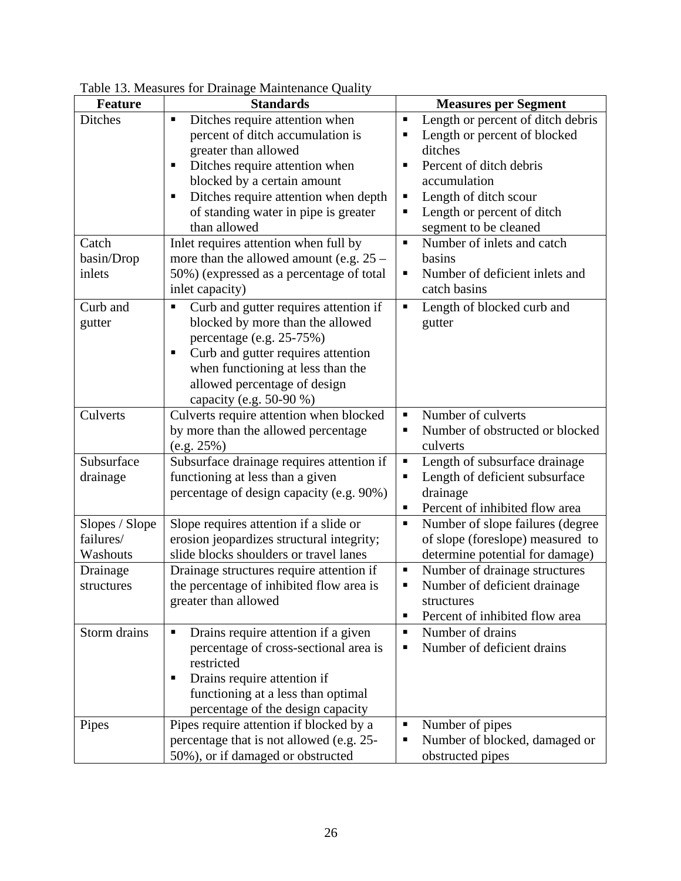Table 13. Measures for Drainage Maintenance Quality

| Feature | Standards | Measures per Segment |
|---|---|---|
| Ditches | ▪ Ditches require attention when percent of ditch accumulation is greater than allowed<br>▪ Ditches require attention when blocked by a certain amount<br>▪ Ditches require attention when depth of standing water in pipe is greater than allowed | ▪ Length or percent of ditch debris<br>▪ Length or percent of blocked ditches<br>▪ Percent of ditch debris accumulation<br>▪ Length of ditch scour<br>▪ Length or percent of ditch segment to be cleaned |
| Catch basin/Drop inlets | Inlet requires attention when full by more than the allowed amount (e.g. 25 – 50%) (expressed as a percentage of total inlet capacity) | ▪ Number of inlets and catch basins<br>▪ Number of deficient inlets and catch basins |
| Curb and gutter | ▪ Curb and gutter requires attention if blocked by more than the allowed percentage (e.g. 25-75%)<br>▪ Curb and gutter requires attention when functioning at less than the allowed percentage of design capacity (e.g. 50-90 %) | ▪ Length of blocked curb and gutter |
| Culverts | Culverts require attention when blocked by more than the allowed percentage (e.g. 25%) | ▪ Number of culverts<br>▪ Number of obstructed or blocked culverts |
| Subsurface drainage | Subsurface drainage requires attention if functioning at less than a given percentage of design capacity (e.g. 90%) | ▪ Length of subsurface drainage<br>▪ Length of deficient subsurface drainage<br>▪ Percent of inhibited flow area |
| Slopes / Slope failures/ Washouts | Slope requires attention if a slide or erosion jeopardizes structural integrity; slide blocks shoulders or travel lanes | ▪ Number of slope failures (degree of slope (foreslope) measured to determine potential for damage) |
| Drainage structures | Drainage structures require attention if the percentage of inhibited flow area is greater than allowed | ▪ Number of drainage structures<br>▪ Number of deficient drainage structures<br>▪ Percent of inhibited flow area |
| Storm drains | ▪ Drains require attention if a given percentage of cross-sectional area is restricted<br>▪ Drains require attention if functioning at a less than optimal percentage of the design capacity | ▪ Number of drains<br>▪ Number of deficient drains |
| Pipes | Pipes require attention if blocked by a percentage that is not allowed (e.g. 25-50%), or if damaged or obstructed | ▪ Number of pipes<br>▪ Number of blocked, damaged or obstructed pipes |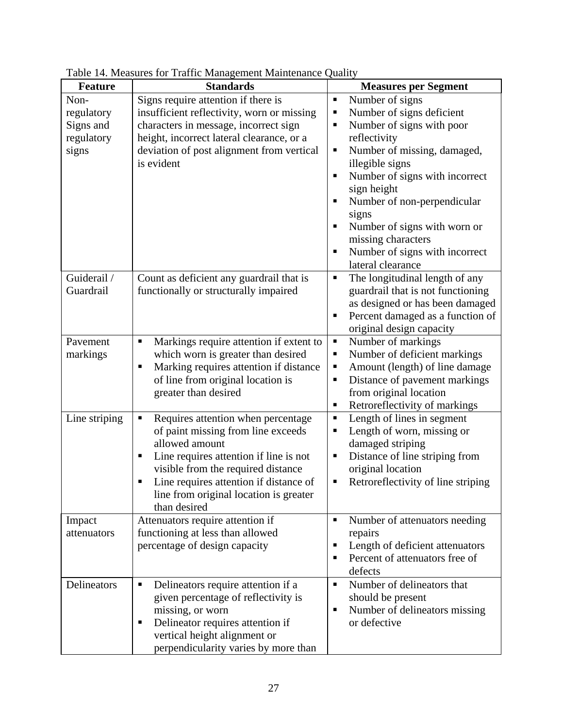Table 14. Measures for Traffic Management Maintenance Quality

| Feature | Standards | Measures per Segment |
|---|---|---|
| Non-regulatory Signs and regulatory signs | Signs require attention if there is insufficient reflectivity, worn or missing characters in message, incorrect sign height, incorrect lateral clearance, or a deviation of post alignment from vertical is evident | ▪ Number of signs<br>▪ Number of signs deficient<br>▪ Number of signs with poor reflectivity<br>▪ Number of missing, damaged, illegible signs<br>▪ Number of signs with incorrect sign height<br>▪ Number of non-perpendicular signs<br>▪ Number of signs with worn or missing characters<br>▪ Number of signs with incorrect lateral clearance |
| Guiderail / Guardrail | Count as deficient any guardrail that is functionally or structurally impaired | ▪ The longitudinal length of any guardrail that is not functioning as designed or has been damaged<br>▪ Percent damaged as a function of original design capacity |
| Pavement markings | ▪ Markings require attention if extent to which worn is greater than desired<br>▪ Marking requires attention if distance of line from original location is greater than desired | ▪ Number of markings<br>▪ Number of deficient markings<br>▪ Amount (length) of line damage<br>▪ Distance of pavement markings from original location<br>▪ Retroreflectivity of markings |
| Line striping | ▪ Requires attention when percentage of paint missing from line exceeds allowed amount<br>▪ Line requires attention if line is not visible from the required distance<br>▪ Line requires attention if distance of line from original location is greater than desired | ▪ Length of lines in segment<br>▪ Length of worn, missing or damaged striping<br>▪ Distance of line striping from original location<br>▪ Retroreflectivity of line striping |
| Impact attenuators | Attenuators require attention if functioning at less than allowed percentage of design capacity | ▪ Number of attenuators needing repairs<br>▪ Length of deficient attenuators<br>▪ Percent of attenuators free of defects |
| Delineators | ▪ Delineators require attention if a given percentage of reflectivity is missing, or worn<br>▪ Delineator requires attention if vertical height alignment or perpendicularity varies by more than | ▪ Number of delineators that should be present<br>▪ Number of delineators missing or defective |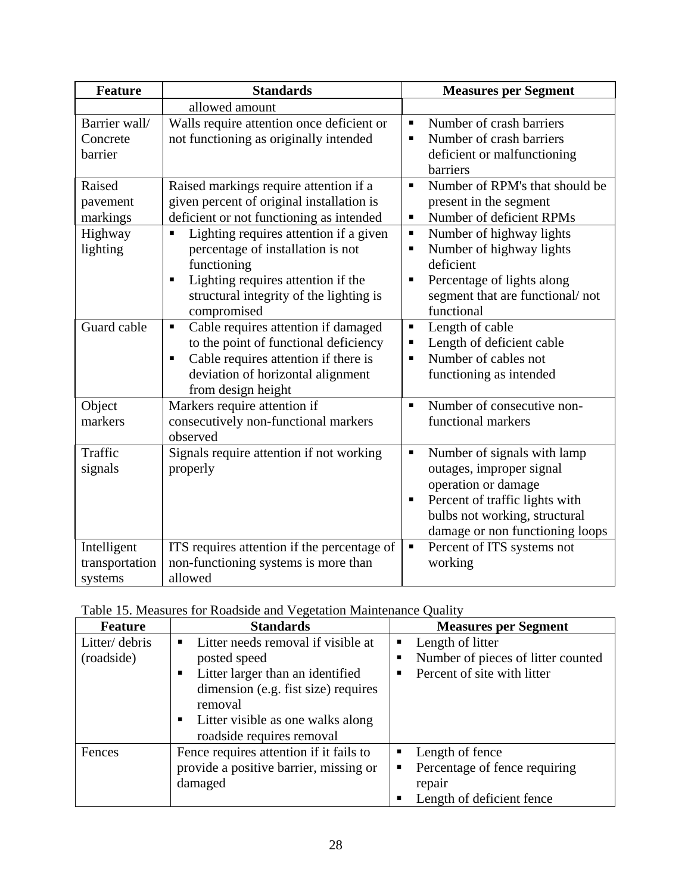| Feature | Standards | Measures per Segment |
|---|---|---|
| | allowed amount | |
| Barrier wall/ Concrete barrier | Walls require attention once deficient or not functioning as originally intended | ▪ Number of crash barriers<br>▪ Number of crash barriers deficient or malfunctioning barriers |
| Raised pavement markings | Raised markings require attention if a given percent of original installation is deficient or not functioning as intended | ▪ Number of RPM's that should be present in the segment<br>▪ Number of deficient RPMs |
| Highway lighting | ▪ Lighting requires attention if a given percentage of installation is not functioning<br>▪ Lighting requires attention if the structural integrity of the lighting is compromised | ▪ Number of highway lights<br>▪ Number of highway lights deficient<br>▪ Percentage of lights along segment that are functional/ not functional |
| Guard cable | ▪ Cable requires attention if damaged to the point of functional deficiency<br>▪ Cable requires attention if there is deviation of horizontal alignment from design height | ▪ Length of cable<br>▪ Length of deficient cable<br>▪ Number of cables not functioning as intended |
| Object markers | Markers require attention if consecutively non-functional markers observed | ▪ Number of consecutive non-functional markers |
| Traffic signals | Signals require attention if not working properly | ▪ Number of signals with lamp outages, improper signal operation or damage<br>▪ Percent of traffic lights with bulbs not working, structural damage or non functioning loops |
| Intelligent transportation systems | ITS requires attention if the percentage of non-functioning systems is more than allowed | ▪ Percent of ITS systems not working |

Table 15. Measures for Roadside and Vegetation Maintenance Quality

| Feature | Standards | Measures per Segment |
|---|---|---|
| Litter/ debris (roadside) | ▪ Litter needs removal if visible at posted speed<br>▪ Litter larger than an identified dimension (e.g. fist size) requires removal<br>▪ Litter visible as one walks along roadside requires removal | ▪ Length of litter<br>▪ Number of pieces of litter counted<br>▪ Percent of site with litter |
| Fences | Fence requires attention if it fails to provide a positive barrier, missing or damaged | ▪ Length of fence<br>▪ Percentage of fence requiring repair<br>▪ Length of deficient fence |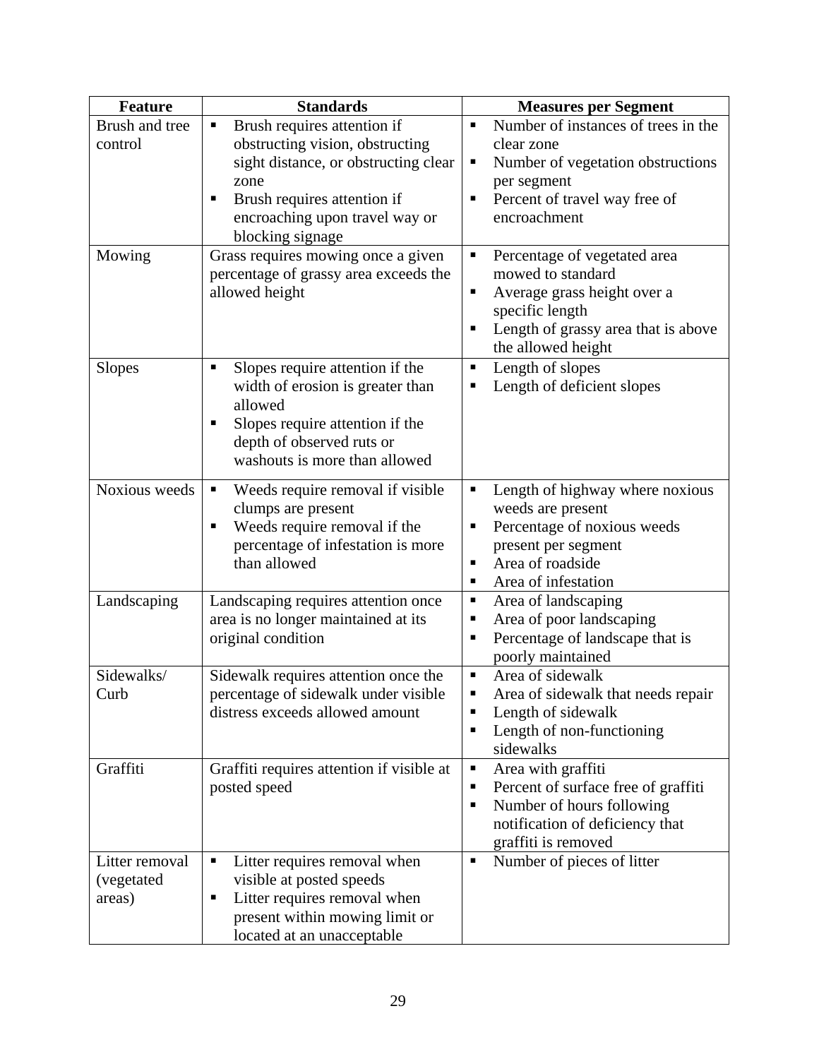| Feature | Standards | Measures per Segment |
|---|---|---|
| Brush and tree control | ▪ Brush requires attention if obstructing vision, obstructing sight distance, or obstructing clear zone<br>▪ Brush requires attention if encroaching upon travel way or blocking signage | ▪ Number of instances of trees in the clear zone<br>▪ Number of vegetation obstructions per segment<br>▪ Percent of travel way free of encroachment |
| Mowing | Grass requires mowing once a given percentage of grassy area exceeds the allowed height | ▪ Percentage of vegetated area mowed to standard<br>▪ Average grass height over a specific length<br>▪ Length of grassy area that is above the allowed height |
| Slopes | ▪ Slopes require attention if the width of erosion is greater than allowed<br>▪ Slopes require attention if the depth of observed ruts or washouts is more than allowed | ▪ Length of slopes<br>▪ Length of deficient slopes |
| Noxious weeds | ▪ Weeds require removal if visible clumps are present<br>▪ Weeds require removal if the percentage of infestation is more than allowed | ▪ Length of highway where noxious weeds are present<br>▪ Percentage of noxious weeds present per segment<br>▪ Area of roadside<br>▪ Area of infestation |
| Landscaping | Landscaping requires attention once area is no longer maintained at its original condition | ▪ Area of landscaping<br>▪ Area of poor landscaping<br>▪ Percentage of landscape that is poorly maintained |
| Sidewalks/ Curb | Sidewalk requires attention once the percentage of sidewalk under visible distress exceeds allowed amount | ▪ Area of sidewalk<br>▪ Area of sidewalk that needs repair<br>▪ Length of sidewalk<br>▪ Length of non-functioning sidewalks |
| Graffiti | Graffiti requires attention if visible at posted speed | ▪ Area with graffiti<br>▪ Percent of surface free of graffiti<br>▪ Number of hours following notification of deficiency that graffiti is removed |
| Litter removal (vegetated areas) | ▪ Litter requires removal when visible at posted speeds<br>▪ Litter requires removal when present within mowing limit or located at an unacceptable | ▪ Number of pieces of litter |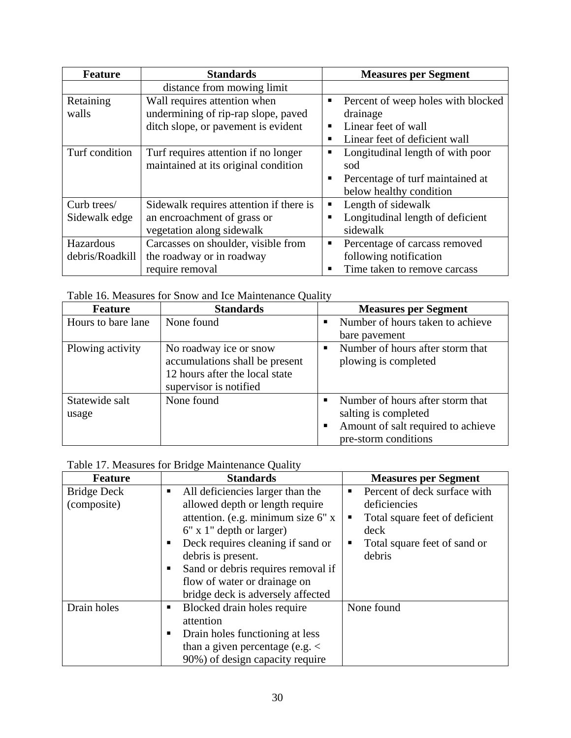| Feature | Standards | Measures per Segment |
| --- | --- | --- |
| | distance from mowing limit | |
| Retaining walls | Wall requires attention when undermining of rip-rap slope, paved ditch slope, or pavement is evident | ▪ Percent of weep holes with blocked drainage<br>▪ Linear feet of wall<br>▪ Linear feet of deficient wall |
| Turf condition | Turf requires attention if no longer maintained at its original condition | ▪ Longitudinal length of with poor sod<br>▪ Percentage of turf maintained at below healthy condition |
| Curb trees/ Sidewalk edge | Sidewalk requires attention if there is an encroachment of grass or vegetation along sidewalk | ▪ Length of sidewalk<br>▪ Longitudinal length of deficient sidewalk |
| Hazardous debris/Roadkill | Carcasses on shoulder, visible from the roadway or in roadway require removal | ▪ Percentage of carcass removed following notification<br>▪ Time taken to remove carcass |

Table 16. Measures for Snow and Ice Maintenance Quality

| Feature | Standards | Measures per Segment |
| --- | --- | --- |
| Hours to bare lane | None found | ▪ Number of hours taken to achieve bare pavement |
| Plowing activity | No roadway ice or snow accumulations shall be present 12 hours after the local state supervisor is notified | ▪ Number of hours after storm that plowing is completed |
| Statewide salt usage | None found | ▪ Number of hours after storm that salting is completed<br>▪ Amount of salt required to achieve pre-storm conditions |

Table 17. Measures for Bridge Maintenance Quality

| Feature | Standards | Measures per Segment |
| --- | --- | --- |
| Bridge Deck (composite) | ▪ All deficiencies larger than the allowed depth or length require attention. (e.g. minimum size 6" x 6" x 1" depth or larger)<br>▪ Deck requires cleaning if sand or debris is present.<br>▪ Sand or debris requires removal if flow of water or drainage on bridge deck is adversely affected | ▪ Percent of deck surface with deficiencies<br>▪ Total square feet of deficient deck<br>▪ Total square feet of sand or debris |
| Drain holes | ▪ Blocked drain holes require attention<br>▪ Drain holes functioning at less than a given percentage (e.g. < 90%) of design capacity require | None found |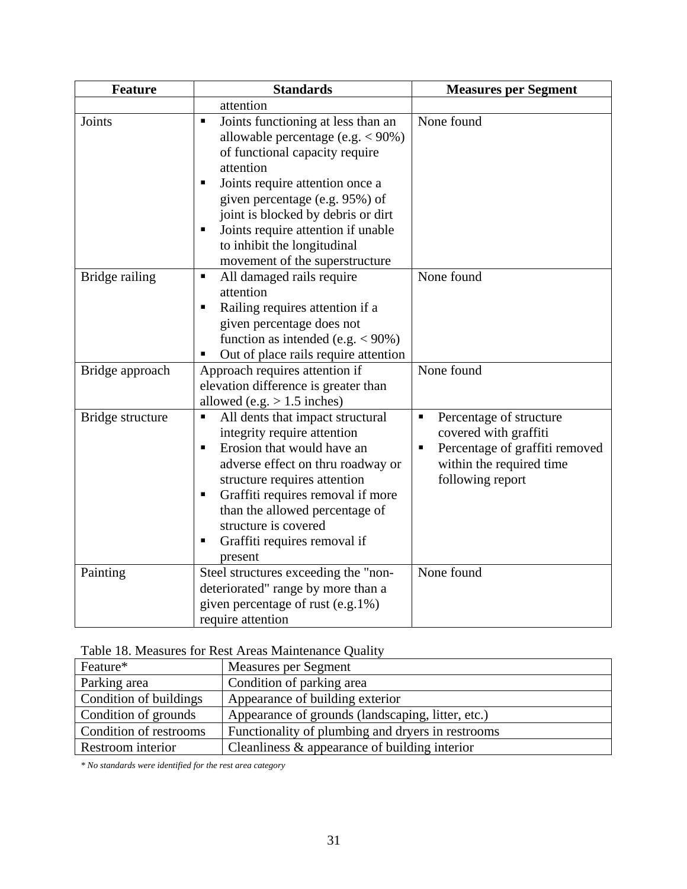| Feature | Standards | Measures per Segment |
|---|---|---|
| | attention | |
| Joints | ▪ Joints functioning at less than an allowable percentage (e.g. < 90%) of functional capacity require attention<br>▪ Joints require attention once a given percentage (e.g. 95%) of joint is blocked by debris or dirt<br>▪ Joints require attention if unable to inhibit the longitudinal movement of the superstructure | None found |
| Bridge railing | ▪ All damaged rails require attention<br>▪ Railing requires attention if a given percentage does not function as intended (e.g. < 90%)<br>▪ Out of place rails require attention | None found |
| Bridge approach | Approach requires attention if elevation difference is greater than allowed (e.g. > 1.5 inches) | None found |
| Bridge structure | ▪ All dents that impact structural integrity require attention<br>▪ Erosion that would have an adverse effect on thru roadway or structure requires attention<br>▪ Graffiti requires removal if more than the allowed percentage of structure is covered<br>▪ Graffiti requires removal if present | ▪ Percentage of structure covered with graffiti<br>▪ Percentage of graffiti removed within the required time following report |
| Painting | Steel structures exceeding the "non-deteriorated" range by more than a given percentage of rust (e.g.1%) require attention | None found |

Table 18. Measures for Rest Areas Maintenance Quality

| Feature* | Measures per Segment |
|---|---|
| Parking area | Condition of parking area |
| Condition of buildings | Appearance of building exterior |
| Condition of grounds | Appearance of grounds (landscaping, litter, etc.) |
| Condition of restrooms | Functionality of plumbing and dryers in restrooms |
| Restroom interior | Cleanliness & appearance of building interior |

*\* No standards were identified for the rest area category*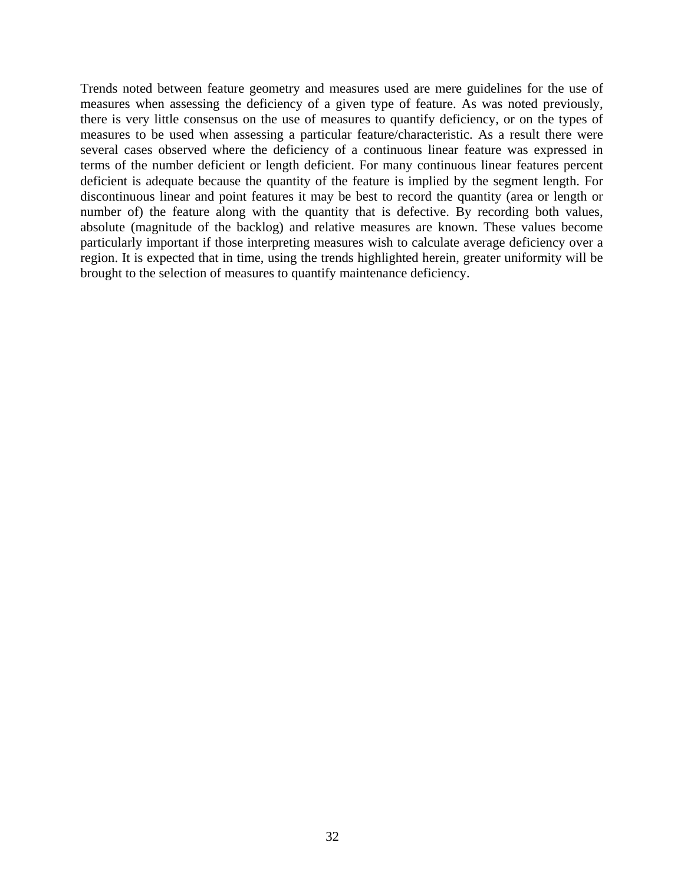Trends noted between feature geometry and measures used are mere guidelines for the use of measures when assessing the deficiency of a given type of feature. As was noted previously, there is very little consensus on the use of measures to quantify deficiency, or on the types of measures to be used when assessing a particular feature/characteristic. As a result there were several cases observed where the deficiency of a continuous linear feature was expressed in terms of the number deficient or length deficient. For many continuous linear features percent deficient is adequate because the quantity of the feature is implied by the segment length. For discontinuous linear and point features it may be best to record the quantity (area or length or number of) the feature along with the quantity that is defective. By recording both values, absolute (magnitude of the backlog) and relative measures are known. These values become particularly important if those interpreting measures wish to calculate average deficiency over a region. It is expected that in time, using the trends highlighted herein, greater uniformity will be brought to the selection of measures to quantify maintenance deficiency.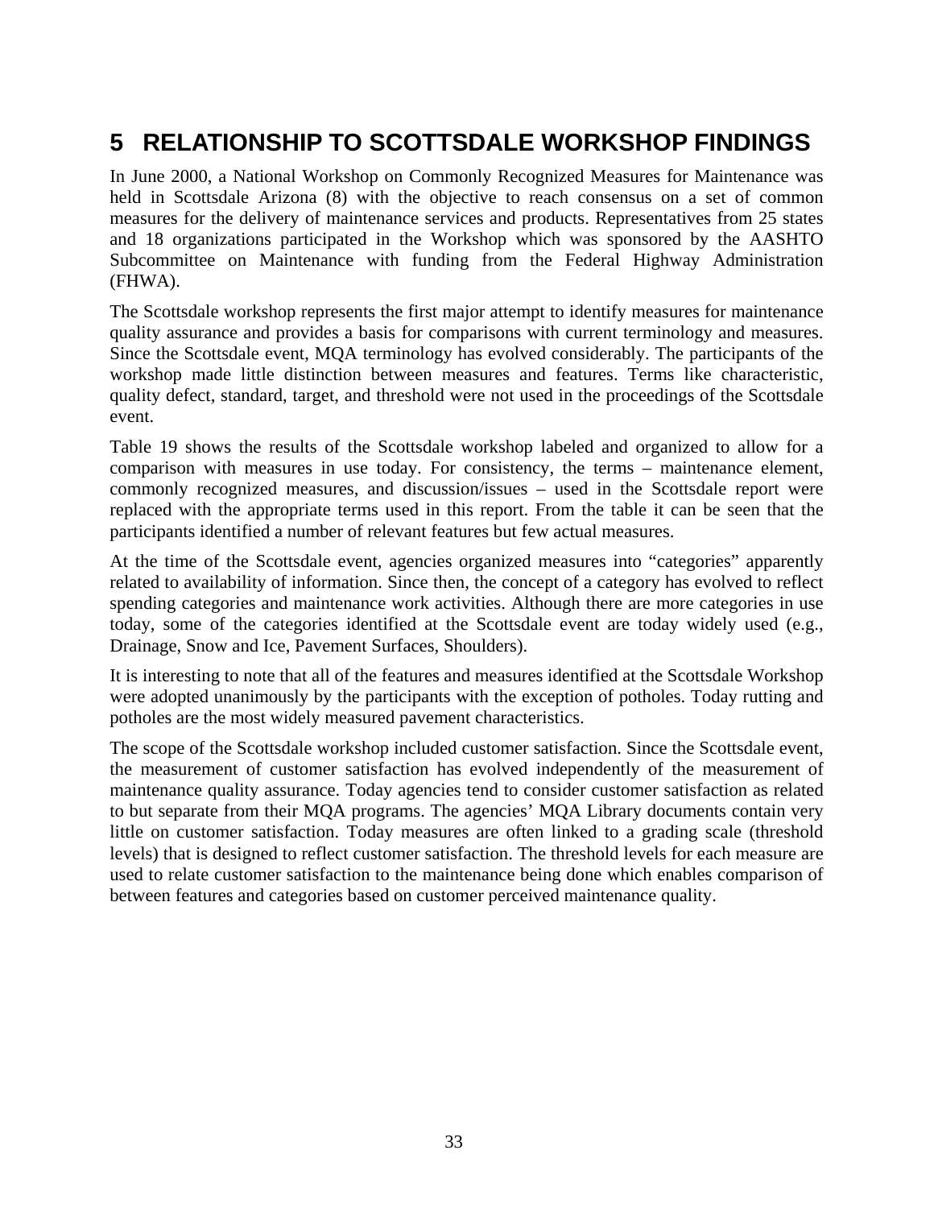# 5 RELATIONSHIP TO SCOTTSDALE WORKSHOP FINDINGS

In June 2000, a National Workshop on Commonly Recognized Measures for Maintenance was held in Scottsdale Arizona (8) with the objective to reach consensus on a set of common measures for the delivery of maintenance services and products. Representatives from 25 states and 18 organizations participated in the Workshop which was sponsored by the AASHTO Subcommittee on Maintenance with funding from the Federal Highway Administration (FHWA).

The Scottsdale workshop represents the first major attempt to identify measures for maintenance quality assurance and provides a basis for comparisons with current terminology and measures. Since the Scottsdale event, MQA terminology has evolved considerably. The participants of the workshop made little distinction between measures and features. Terms like characteristic, quality defect, standard, target, and threshold were not used in the proceedings of the Scottsdale event.

Table 19 shows the results of the Scottsdale workshop labeled and organized to allow for a comparison with measures in use today. For consistency, the terms – maintenance element, commonly recognized measures, and discussion/issues – used in the Scottsdale report were replaced with the appropriate terms used in this report. From the table it can be seen that the participants identified a number of relevant features but few actual measures.

At the time of the Scottsdale event, agencies organized measures into "categories" apparently related to availability of information. Since then, the concept of a category has evolved to reflect spending categories and maintenance work activities. Although there are more categories in use today, some of the categories identified at the Scottsdale event are today widely used (e.g., Drainage, Snow and Ice, Pavement Surfaces, Shoulders).

It is interesting to note that all of the features and measures identified at the Scottsdale Workshop were adopted unanimously by the participants with the exception of potholes. Today rutting and potholes are the most widely measured pavement characteristics.

The scope of the Scottsdale workshop included customer satisfaction. Since the Scottsdale event, the measurement of customer satisfaction has evolved independently of the measurement of maintenance quality assurance. Today agencies tend to consider customer satisfaction as related to but separate from their MQA programs. The agencies' MQA Library documents contain very little on customer satisfaction. Today measures are often linked to a grading scale (threshold levels) that is designed to reflect customer satisfaction. The threshold levels for each measure are used to relate customer satisfaction to the maintenance being done which enables comparison of between features and categories based on customer perceived maintenance quality.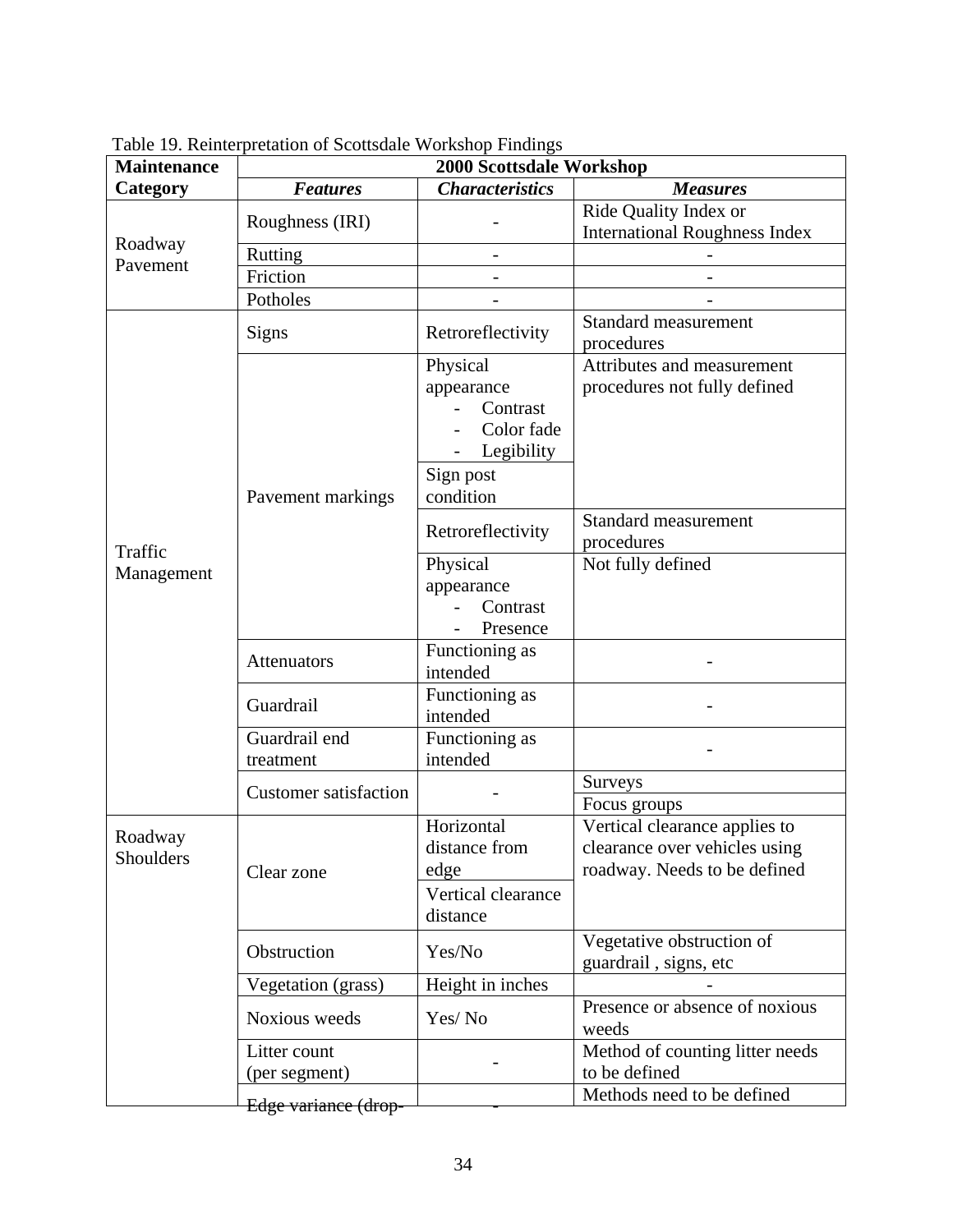Table 19. Reinterpretation of Scottsdale Workshop Findings

| Maintenance Category | 2000 Scottsdale Workshop | | |
|---|---|---|---|
| | ***Features*** | ***Characteristics*** | ***Measures*** |
| Roadway Pavement | Roughness (IRI) | - | Ride Quality Index or International Roughness Index |
| | Rutting | - | - |
| | Friction | - | - |
| | Potholes | - | - |
| Traffic Management | Signs | Retroreflectivity | Standard measurement procedures |
| | Pavement markings | Physical appearance<br>- Contrast<br>- Color fade<br>- Legibility | Attributes and measurement procedures not fully defined |
| | | Sign post condition | |
| | | Retroreflectivity | Standard measurement procedures |
| | | Physical appearance<br>- Contrast<br>- Presence | Not fully defined |
| | Attenuators | Functioning as intended | - |
| | Guardrail | Functioning as intended | - |
| | Guardrail end treatment | Functioning as intended | - |
| | Customer satisfaction | - | Surveys |
| | | | Focus groups |
| Roadway Shoulders | Clear zone | Horizontal distance from edge | Vertical clearance applies to clearance over vehicles using roadway. Needs to be defined |
| | | Vertical clearance distance | |
| | Obstruction | Yes/No | Vegetative obstruction of guardrail , signs, etc |
| | Vegetation (grass) | Height in inches | - |
| | Noxious weeds | Yes/ No | Presence or absence of noxious weeds |
| | Litter count (per segment) | - | Method of counting litter needs to be defined |
| | Edge variance (drop- | - | Methods need to be defined |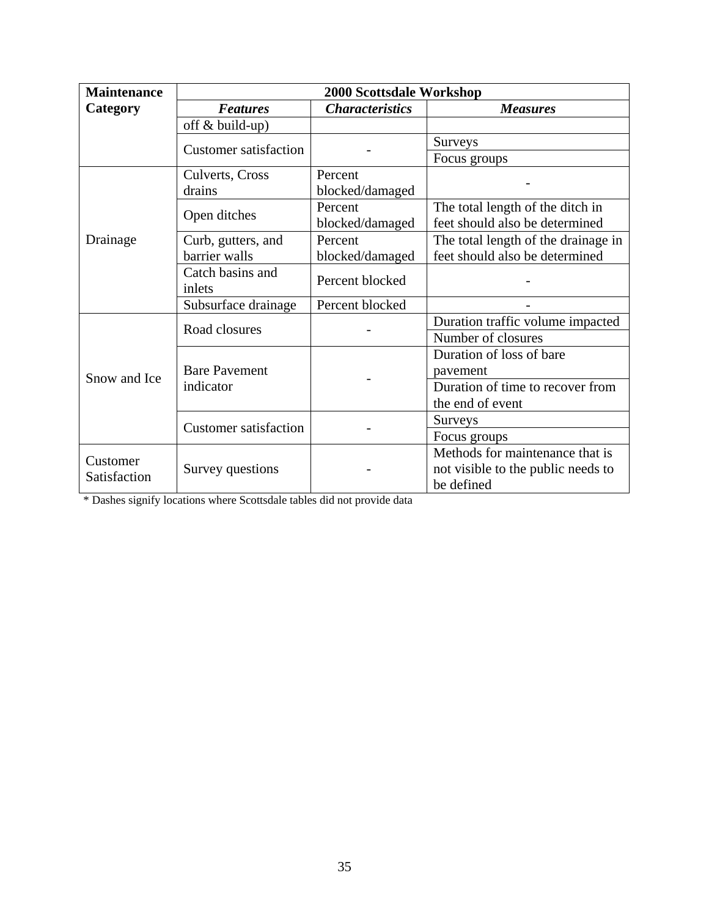| Maintenance Category | 2000 Scottsdale Workshop | | |
|---|---|---|---|
| | ***Features*** | ***Characteristics*** | ***Measures*** |
| | off & build-up) | | |
| | Customer satisfaction | - | Surveys |
| | | | Focus groups |
| Drainage | Culverts, Cross drains | Percent blocked/damaged | - |
| | Open ditches | Percent blocked/damaged | The total length of the ditch in feet should also be determined |
| | Curb, gutters, and barrier walls | Percent blocked/damaged | The total length of the drainage in feet should also be determined |
| | Catch basins and inlets | Percent blocked | - |
| | Subsurface drainage | Percent blocked | - |
| Snow and Ice | Road closures | - | Duration traffic volume impacted |
| | | | Number of closures |
| | Bare Pavement indicator | - | Duration of loss of bare pavement |
| | | | Duration of time to recover from the end of event |
| | Customer satisfaction | - | Surveys |
| | | | Focus groups |
| Customer Satisfaction | Survey questions | - | Methods for maintenance that is not visible to the public needs to be defined |

* Dashes signify locations where Scottsdale tables did not provide data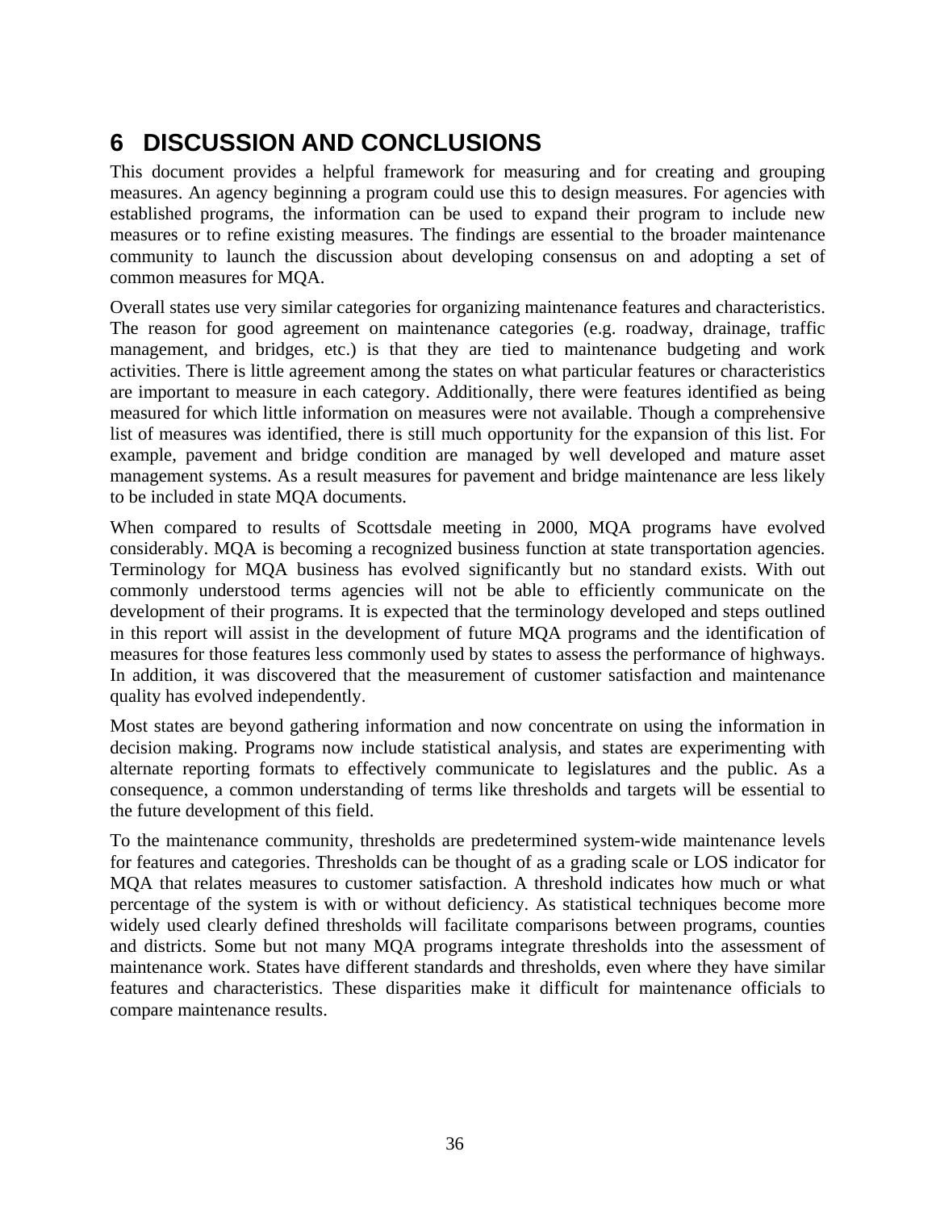# 6 DISCUSSION AND CONCLUSIONS

This document provides a helpful framework for measuring and for creating and grouping measures. An agency beginning a program could use this to design measures. For agencies with established programs, the information can be used to expand their program to include new measures or to refine existing measures. The findings are essential to the broader maintenance community to launch the discussion about developing consensus on and adopting a set of common measures for MQA.

Overall states use very similar categories for organizing maintenance features and characteristics. The reason for good agreement on maintenance categories (e.g. roadway, drainage, traffic management, and bridges, etc.) is that they are tied to maintenance budgeting and work activities. There is little agreement among the states on what particular features or characteristics are important to measure in each category. Additionally, there were features identified as being measured for which little information on measures were not available. Though a comprehensive list of measures was identified, there is still much opportunity for the expansion of this list. For example, pavement and bridge condition are managed by well developed and mature asset management systems. As a result measures for pavement and bridge maintenance are less likely to be included in state MQA documents.

When compared to results of Scottsdale meeting in 2000, MQA programs have evolved considerably. MQA is becoming a recognized business function at state transportation agencies. Terminology for MQA business has evolved significantly but no standard exists. With out commonly understood terms agencies will not be able to efficiently communicate on the development of their programs. It is expected that the terminology developed and steps outlined in this report will assist in the development of future MQA programs and the identification of measures for those features less commonly used by states to assess the performance of highways. In addition, it was discovered that the measurement of customer satisfaction and maintenance quality has evolved independently.

Most states are beyond gathering information and now concentrate on using the information in decision making. Programs now include statistical analysis, and states are experimenting with alternate reporting formats to effectively communicate to legislatures and the public. As a consequence, a common understanding of terms like thresholds and targets will be essential to the future development of this field.

To the maintenance community, thresholds are predetermined system-wide maintenance levels for features and categories. Thresholds can be thought of as a grading scale or LOS indicator for MQA that relates measures to customer satisfaction. A threshold indicates how much or what percentage of the system is with or without deficiency. As statistical techniques become more widely used clearly defined thresholds will facilitate comparisons between programs, counties and districts. Some but not many MQA programs integrate thresholds into the assessment of maintenance work. States have different standards and thresholds, even where they have similar features and characteristics. These disparities make it difficult for maintenance officials to compare maintenance results.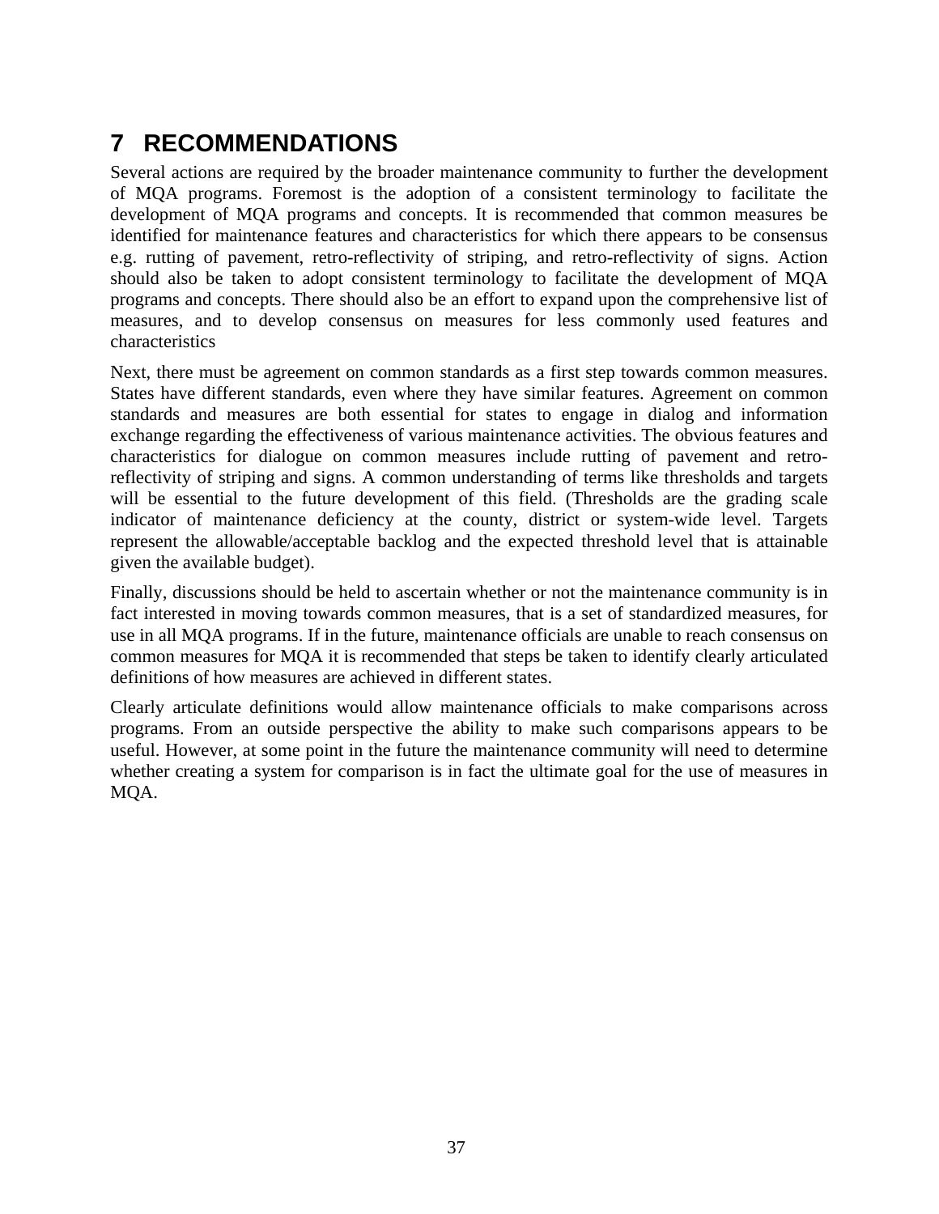# 7 RECOMMENDATIONS

Several actions are required by the broader maintenance community to further the development of MQA programs. Foremost is the adoption of a consistent terminology to facilitate the development of MQA programs and concepts. It is recommended that common measures be identified for maintenance features and characteristics for which there appears to be consensus e.g. rutting of pavement, retro-reflectivity of striping, and retro-reflectivity of signs. Action should also be taken to adopt consistent terminology to facilitate the development of MQA programs and concepts. There should also be an effort to expand upon the comprehensive list of measures, and to develop consensus on measures for less commonly used features and characteristics

Next, there must be agreement on common standards as a first step towards common measures. States have different standards, even where they have similar features. Agreement on common standards and measures are both essential for states to engage in dialog and information exchange regarding the effectiveness of various maintenance activities. The obvious features and characteristics for dialogue on common measures include rutting of pavement and retro-reflectivity of striping and signs. A common understanding of terms like thresholds and targets will be essential to the future development of this field. (Thresholds are the grading scale indicator of maintenance deficiency at the county, district or system-wide level. Targets represent the allowable/acceptable backlog and the expected threshold level that is attainable given the available budget).

Finally, discussions should be held to ascertain whether or not the maintenance community is in fact interested in moving towards common measures, that is a set of standardized measures, for use in all MQA programs. If in the future, maintenance officials are unable to reach consensus on common measures for MQA it is recommended that steps be taken to identify clearly articulated definitions of how measures are achieved in different states.

Clearly articulate definitions would allow maintenance officials to make comparisons across programs. From an outside perspective the ability to make such comparisons appears to be useful. However, at some point in the future the maintenance community will need to determine whether creating a system for comparison is in fact the ultimate goal for the use of measures in MQA.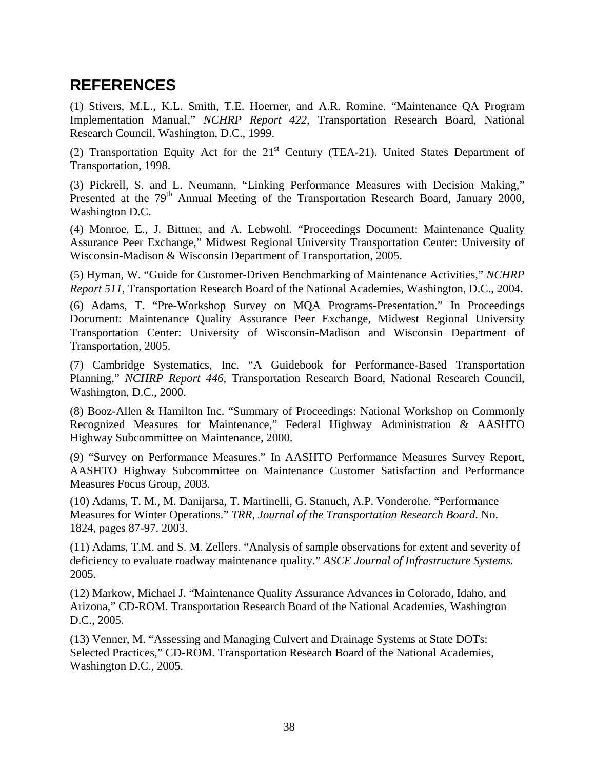## REFERENCES

(1) Stivers, M.L., K.L. Smith, T.E. Hoerner, and A.R. Romine. "Maintenance QA Program Implementation Manual," *NCHRP Report 422*, Transportation Research Board, National Research Council, Washington, D.C., 1999.

(2) Transportation Equity Act for the 21st Century (TEA-21). United States Department of Transportation, 1998.

(3) Pickrell, S. and L. Neumann, "Linking Performance Measures with Decision Making," Presented at the 79th Annual Meeting of the Transportation Research Board, January 2000, Washington D.C.

(4) Monroe, E., J. Bittner, and A. Lebwohl. "Proceedings Document: Maintenance Quality Assurance Peer Exchange," Midwest Regional University Transportation Center: University of Wisconsin-Madison & Wisconsin Department of Transportation, 2005.

(5) Hyman, W. "Guide for Customer-Driven Benchmarking of Maintenance Activities," *NCHRP Report 511*, Transportation Research Board of the National Academies, Washington, D.C., 2004.

(6) Adams, T. "Pre-Workshop Survey on MQA Programs-Presentation." In Proceedings Document: Maintenance Quality Assurance Peer Exchange, Midwest Regional University Transportation Center: University of Wisconsin-Madison and Wisconsin Department of Transportation, 2005.

(7) Cambridge Systematics, Inc. "A Guidebook for Performance-Based Transportation Planning," *NCHRP Report 446,* Transportation Research Board, National Research Council, Washington, D.C., 2000.

(8) Booz-Allen & Hamilton Inc. "Summary of Proceedings: National Workshop on Commonly Recognized Measures for Maintenance," Federal Highway Administration & AASHTO Highway Subcommittee on Maintenance, 2000.

(9) "Survey on Performance Measures." In AASHTO Performance Measures Survey Report, AASHTO Highway Subcommittee on Maintenance Customer Satisfaction and Performance Measures Focus Group, 2003.

(10) Adams, T. M., M. Danijarsa, T. Martinelli, G. Stanuch, A.P. Vonderohe. "Performance Measures for Winter Operations." *TRR, Journal of the Transportation Research Board*. No. 1824, pages 87-97. 2003.

(11) Adams, T.M. and S. M. Zellers. "Analysis of sample observations for extent and severity of deficiency to evaluate roadway maintenance quality." *ASCE Journal of Infrastructure Systems.* 2005.

(12) Markow, Michael J. "Maintenance Quality Assurance Advances in Colorado, Idaho, and Arizona," CD-ROM. Transportation Research Board of the National Academies, Washington D.C., 2005.

(13) Venner, M. "Assessing and Managing Culvert and Drainage Systems at State DOTs: Selected Practices," CD-ROM. Transportation Research Board of the National Academies, Washington D.C., 2005.